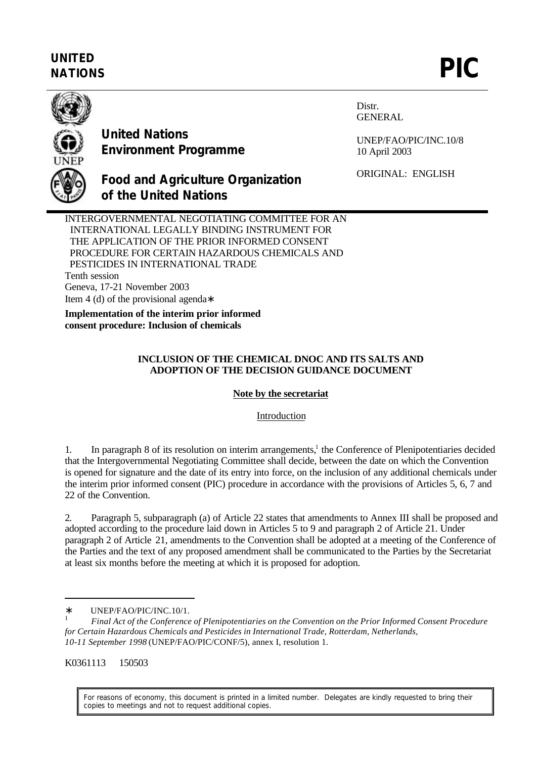UNITED NATIONS

# PIC

United Nations Environment Programme

Food and Agriculture Organization of the United Nations

Distr.
GENERAL

UNEP/FAO/PIC/INC.10/8
10 April 2003

ORIGINAL: ENGLISH

INTERGOVERNMENTAL NEGOTIATING COMMITTEE FOR AN INTERNATIONAL LEGALLY BINDING INSTRUMENT FOR THE APPLICATION OF THE PRIOR INFORMED CONSENT PROCEDURE FOR CERTAIN HAZARDOUS CHEMICALS AND PESTICIDES IN INTERNATIONAL TRADE
Tenth session
Geneva, 17-21 November 2003
Item 4 (d) of the provisional agenda*

**Implementation of the interim prior informed consent procedure: Inclusion of chemicals**

## INCLUSION OF THE CHEMICAL DNOC AND ITS SALTS AND ADOPTION OF THE DECISION GUIDANCE DOCUMENT

### Note by the secretariat

Introduction

1. In paragraph 8 of its resolution on interim arrangements,[1] the Conference of Plenipotentiaries decided that the Intergovernmental Negotiating Committee shall decide, between the date on which the Convention is opened for signature and the date of its entry into force, on the inclusion of any additional chemicals under the interim prior informed consent (PIC) procedure in accordance with the provisions of Articles 5, 6, 7 and 22 of the Convention.

2. Paragraph 5, subparagraph (a) of Article 22 states that amendments to Annex III shall be proposed and adopted according to the procedure laid down in Articles 5 to 9 and paragraph 2 of Article 21. Under paragraph 2 of Article 21, amendments to the Convention shall be adopted at a meeting of the Conference of the Parties and the text of any proposed amendment shall be communicated to the Parties by the Secretariat at least six months before the meeting at which it is proposed for adoption.

---

* UNEP/FAO/PIC/INC.10/1.

[1] *Final Act of the Conference of Plenipotentiaries on the Convention on the Prior Informed Consent Procedure for Certain Hazardous Chemicals and Pesticides in International Trade, Rotterdam, Netherlands, 10-11 September 1998* (UNEP/FAO/PIC/CONF/5), annex I, resolution 1.

K0361113 150503

For reasons of economy, this document is printed in a limited number. Delegates are kindly requested to bring their copies to meetings and not to request additional copies.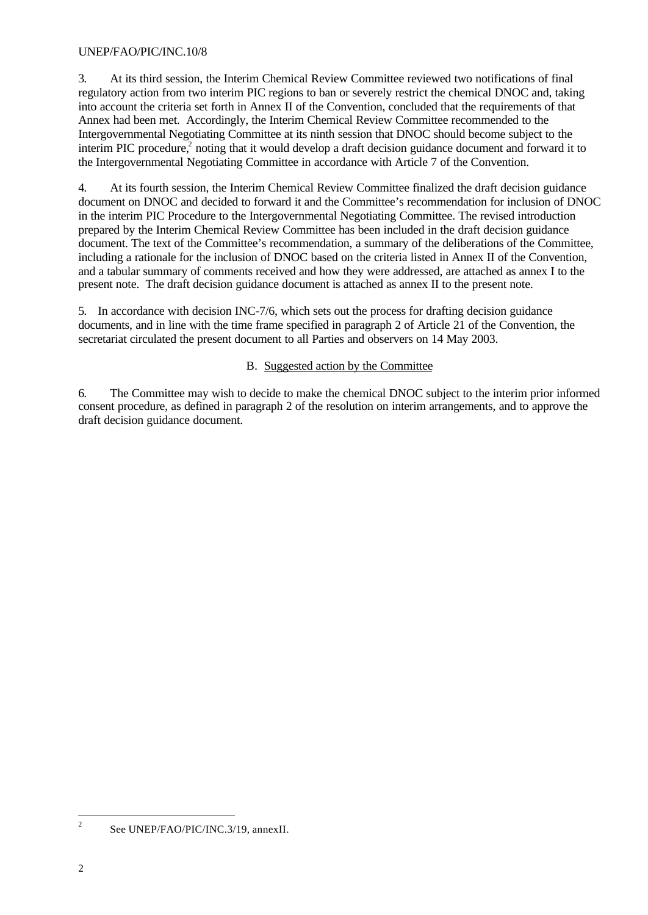3. At its third session, the Interim Chemical Review Committee reviewed two notifications of final regulatory action from two interim PIC regions to ban or severely restrict the chemical DNOC and, taking into account the criteria set forth in Annex II of the Convention, concluded that the requirements of that Annex had been met. Accordingly, the Interim Chemical Review Committee recommended to the Intergovernmental Negotiating Committee at its ninth session that DNOC should become subject to the interim PIC procedure,[2] noting that it would develop a draft decision guidance document and forward it to the Intergovernmental Negotiating Committee in accordance with Article 7 of the Convention.

4. At its fourth session, the Interim Chemical Review Committee finalized the draft decision guidance document on DNOC and decided to forward it and the Committee's recommendation for inclusion of DNOC in the interim PIC Procedure to the Intergovernmental Negotiating Committee. The revised introduction prepared by the Interim Chemical Review Committee has been included in the draft decision guidance document. The text of the Committee's recommendation, a summary of the deliberations of the Committee, including a rationale for the inclusion of DNOC based on the criteria listed in Annex II of the Convention, and a tabular summary of comments received and how they were addressed, are attached as annex I to the present note. The draft decision guidance document is attached as annex II to the present note.

5. In accordance with decision INC-7/6, which sets out the process for drafting decision guidance documents, and in line with the time frame specified in paragraph 2 of Article 21 of the Convention, the secretariat circulated the present document to all Parties and observers on 14 May 2003.

## B. Suggested action by the Committee

6. The Committee may wish to decide to make the chemical DNOC subject to the interim prior informed consent procedure, as defined in paragraph 2 of the resolution on interim arrangements, and to approve the draft decision guidance document.

---

[2] See UNEP/FAO/PIC/INC.3/19, annexII.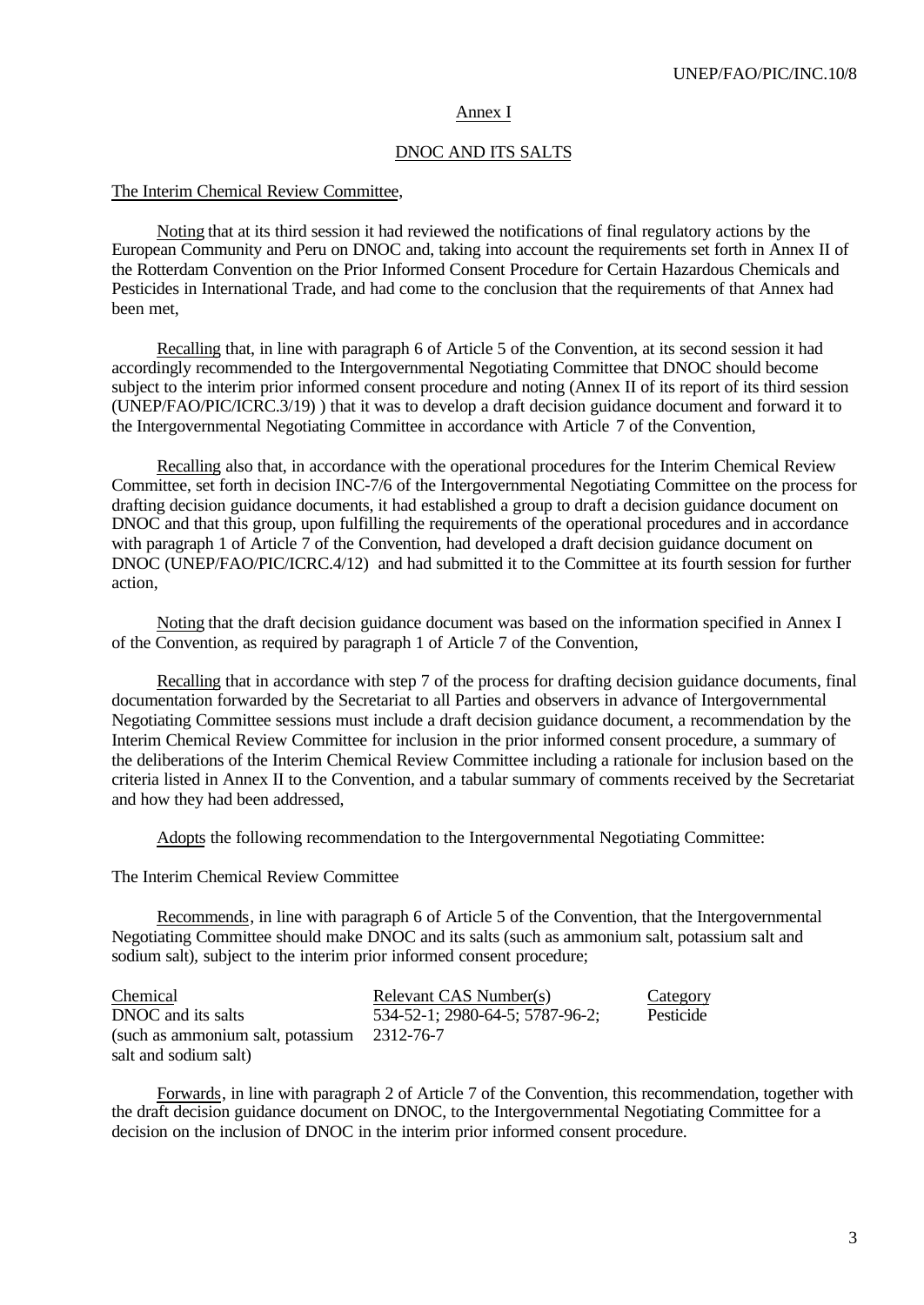## Annex I

## DNOC AND ITS SALTS

The Interim Chemical Review Committee,

Noting that at its third session it had reviewed the notifications of final regulatory actions by the European Community and Peru on DNOC and, taking into account the requirements set forth in Annex II of the Rotterdam Convention on the Prior Informed Consent Procedure for Certain Hazardous Chemicals and Pesticides in International Trade, and had come to the conclusion that the requirements of that Annex had been met,

Recalling that, in line with paragraph 6 of Article 5 of the Convention, at its second session it had accordingly recommended to the Intergovernmental Negotiating Committee that DNOC should become subject to the interim prior informed consent procedure and noting (Annex II of its report of its third session (UNEP/FAO/PIC/ICRC.3/19) ) that it was to develop a draft decision guidance document and forward it to the Intergovernmental Negotiating Committee in accordance with Article 7 of the Convention,

Recalling also that, in accordance with the operational procedures for the Interim Chemical Review Committee, set forth in decision INC-7/6 of the Intergovernmental Negotiating Committee on the process for drafting decision guidance documents, it had established a group to draft a decision guidance document on DNOC and that this group, upon fulfilling the requirements of the operational procedures and in accordance with paragraph 1 of Article 7 of the Convention, had developed a draft decision guidance document on DNOC (UNEP/FAO/PIC/ICRC.4/12) and had submitted it to the Committee at its fourth session for further action,

Noting that the draft decision guidance document was based on the information specified in Annex I of the Convention, as required by paragraph 1 of Article 7 of the Convention,

Recalling that in accordance with step 7 of the process for drafting decision guidance documents, final documentation forwarded by the Secretariat to all Parties and observers in advance of Intergovernmental Negotiating Committee sessions must include a draft decision guidance document, a recommendation by the Interim Chemical Review Committee for inclusion in the prior informed consent procedure, a summary of the deliberations of the Interim Chemical Review Committee including a rationale for inclusion based on the criteria listed in Annex II to the Convention, and a tabular summary of comments received by the Secretariat and how they had been addressed,

Adopts the following recommendation to the Intergovernmental Negotiating Committee:

The Interim Chemical Review Committee

Recommends, in line with paragraph 6 of Article 5 of the Convention, that the Intergovernmental Negotiating Committee should make DNOC and its salts (such as ammonium salt, potassium salt and sodium salt), subject to the interim prior informed consent procedure;

| Chemical | Relevant CAS Number(s) | Category |
|---|---|---|
| DNOC and its salts (such as ammonium salt, potassium salt and sodium salt) | 534-52-1; 2980-64-5; 5787-96-2; 2312-76-7 | Pesticide |

Forwards, in line with paragraph 2 of Article 7 of the Convention, this recommendation, together with the draft decision guidance document on DNOC, to the Intergovernmental Negotiating Committee for a decision on the inclusion of DNOC in the interim prior informed consent procedure.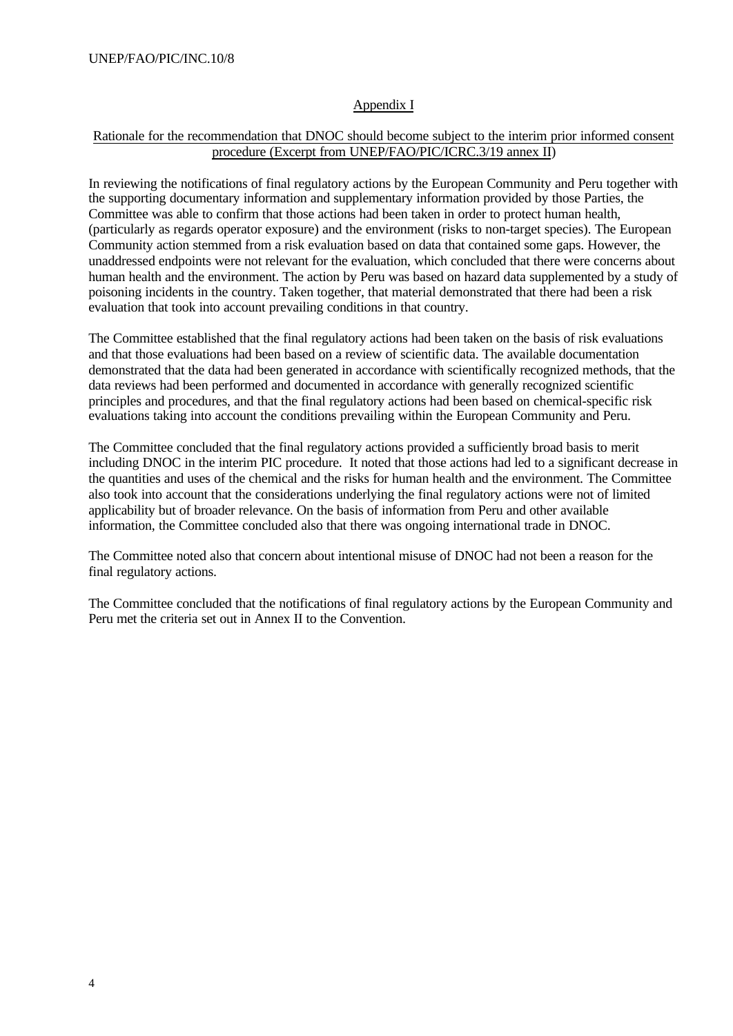## Appendix I

### Rationale for the recommendation that DNOC should become subject to the interim prior informed consent procedure (Excerpt from UNEP/FAO/PIC/ICRC.3/19 annex II)

In reviewing the notifications of final regulatory actions by the European Community and Peru together with the supporting documentary information and supplementary information provided by those Parties, the Committee was able to confirm that those actions had been taken in order to protect human health, (particularly as regards operator exposure) and the environment (risks to non-target species). The European Community action stemmed from a risk evaluation based on data that contained some gaps. However, the unaddressed endpoints were not relevant for the evaluation, which concluded that there were concerns about human health and the environment. The action by Peru was based on hazard data supplemented by a study of poisoning incidents in the country. Taken together, that material demonstrated that there had been a risk evaluation that took into account prevailing conditions in that country.

The Committee established that the final regulatory actions had been taken on the basis of risk evaluations and that those evaluations had been based on a review of scientific data. The available documentation demonstrated that the data had been generated in accordance with scientifically recognized methods, that the data reviews had been performed and documented in accordance with generally recognized scientific principles and procedures, and that the final regulatory actions had been based on chemical-specific risk evaluations taking into account the conditions prevailing within the European Community and Peru.

The Committee concluded that the final regulatory actions provided a sufficiently broad basis to merit including DNOC in the interim PIC procedure. It noted that those actions had led to a significant decrease in the quantities and uses of the chemical and the risks for human health and the environment. The Committee also took into account that the considerations underlying the final regulatory actions were not of limited applicability but of broader relevance. On the basis of information from Peru and other available information, the Committee concluded also that there was ongoing international trade in DNOC.

The Committee noted also that concern about intentional misuse of DNOC had not been a reason for the final regulatory actions.

The Committee concluded that the notifications of final regulatory actions by the European Community and Peru met the criteria set out in Annex II to the Convention.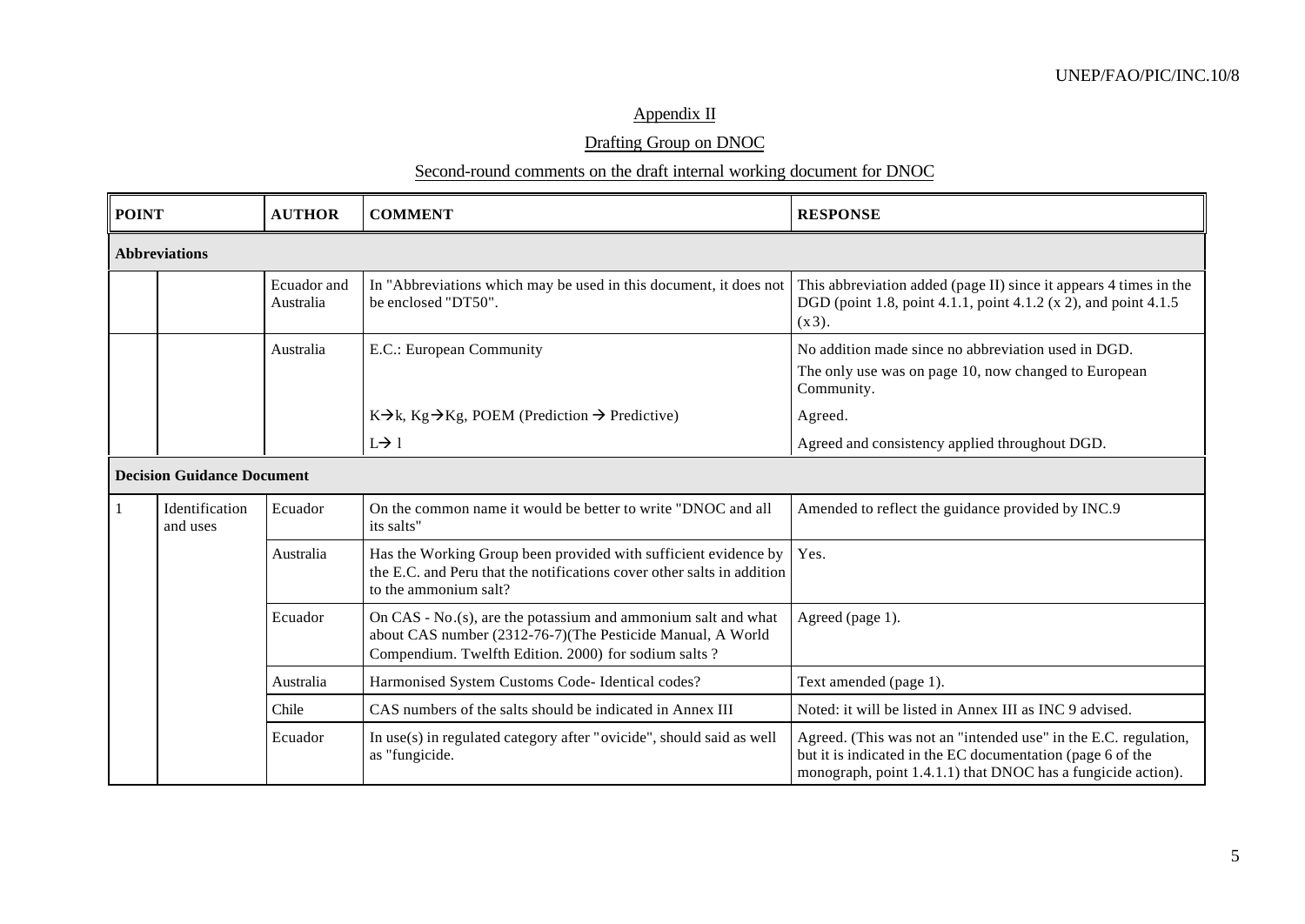Appendix II

Drafting Group on DNOC

Second-round comments on the draft internal working document for DNOC

| POINT | | AUTHOR | COMMENT | RESPONSE |
|---|---|---|---|---|
| **Abbreviations** | | | | |
| | | Ecuador and Australia | In "Abbreviations which may be used in this document, it does not be enclosed "DT50". | This abbreviation added (page II) since it appears 4 times in the DGD (point 1.8, point 4.1.1, point 4.1.2 (x 2), and point 4.1.5 (x3). |
| | | Australia | E.C.: European Community | No addition made since no abbreviation used in DGD. The only use was on page 10, now changed to European Community. |
| | | | K→k, Kg→Kg, POEM (Prediction → Predictive) | Agreed. |
| | | | L→ l | Agreed and consistency applied throughout DGD. |
| **Decision Guidance Document** | | | | |
| 1 | Identification and uses | Ecuador | On the common name it would be better to write "DNOC and all its salts" | Amended to reflect the guidance provided by INC.9 |
| | | Australia | Has the Working Group been provided with sufficient evidence by the E.C. and Peru that the notifications cover other salts in addition to the ammonium salt? | Yes. |
| | | Ecuador | On CAS - No.(s), are the potassium and ammonium salt and what about CAS number (2312-76-7)(The Pesticide Manual, A World Compendium. Twelfth Edition. 2000) for sodium salts ? | Agreed (page 1). |
| | | Australia | Harmonised System Customs Code- Identical codes? | Text amended (page 1). |
| | | Chile | CAS numbers of the salts should be indicated in Annex III | Noted: it will be listed in Annex III as INC 9 advised. |
| | | Ecuador | In use(s) in regulated category after "ovicide", should said as well as "fungicide. | Agreed. (This was not an "intended use" in the E.C. regulation, but it is indicated in the EC documentation (page 6 of the monograph, point 1.4.1.1) that DNOC has a fungicide action). |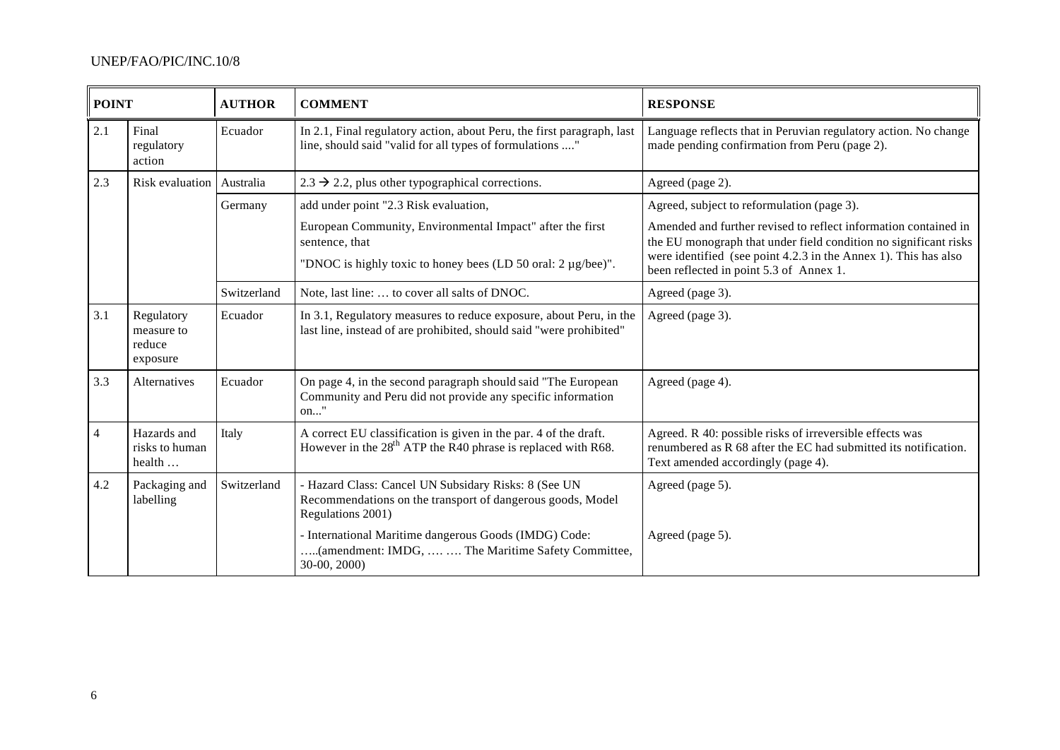| POINT | | AUTHOR | COMMENT | RESPONSE |
|---|---|---|---|---|
| 2.1 | Final regulatory action | Ecuador | In 2.1, Final regulatory action, about Peru, the first paragraph, last line, should said "valid for all types of formulations ...." | Language reflects that in Peruvian regulatory action. No change made pending confirmation from Peru (page 2). |
| 2.3 | Risk evaluation | Australia | 2.3 → 2.2, plus other typographical corrections. | Agreed (page 2). |
| | | Germany | add under point "2.3 Risk evaluation, European Community, Environmental Impact" after the first sentence, that "DNOC is highly toxic to honey bees (LD 50 oral: 2 µg/bee)". | Agreed, subject to reformulation (page 3). Amended and further revised to reflect information contained in the EU monograph that under field condition no significant risks were identified (see point 4.2.3 in the Annex 1). This has also been reflected in point 5.3 of Annex 1. |
| | | Switzerland | Note, last line: … to cover all salts of DNOC. | Agreed (page 3). |
| 3.1 | Regulatory measure to reduce exposure | Ecuador | In 3.1, Regulatory measures to reduce exposure, about Peru, in the last line, instead of are prohibited, should said "were prohibited" | Agreed (page 3). |
| 3.3 | Alternatives | Ecuador | On page 4, in the second paragraph should said "The European Community and Peru did not provide any specific information on..." | Agreed (page 4). |
| 4 | Hazards and risks to human health … | Italy | A correct EU classification is given in the par. 4 of the draft. However in the 28th ATP the R40 phrase is replaced with R68. | Agreed. R 40: possible risks of irreversible effects was renumbered as R 68 after the EC had submitted its notification. Text amended accordingly (page 4). |
| 4.2 | Packaging and labelling | Switzerland | - Hazard Class: Cancel UN Subsidary Risks: 8 (See UN Recommendations on the transport of dangerous goods, Model Regulations 2001) | Agreed (page 5). |
| | | | - International Maritime dangerous Goods (IMDG) Code: …..(amendment: IMDG, …. …. The Maritime Safety Committee, 30-00, 2000) | Agreed (page 5). |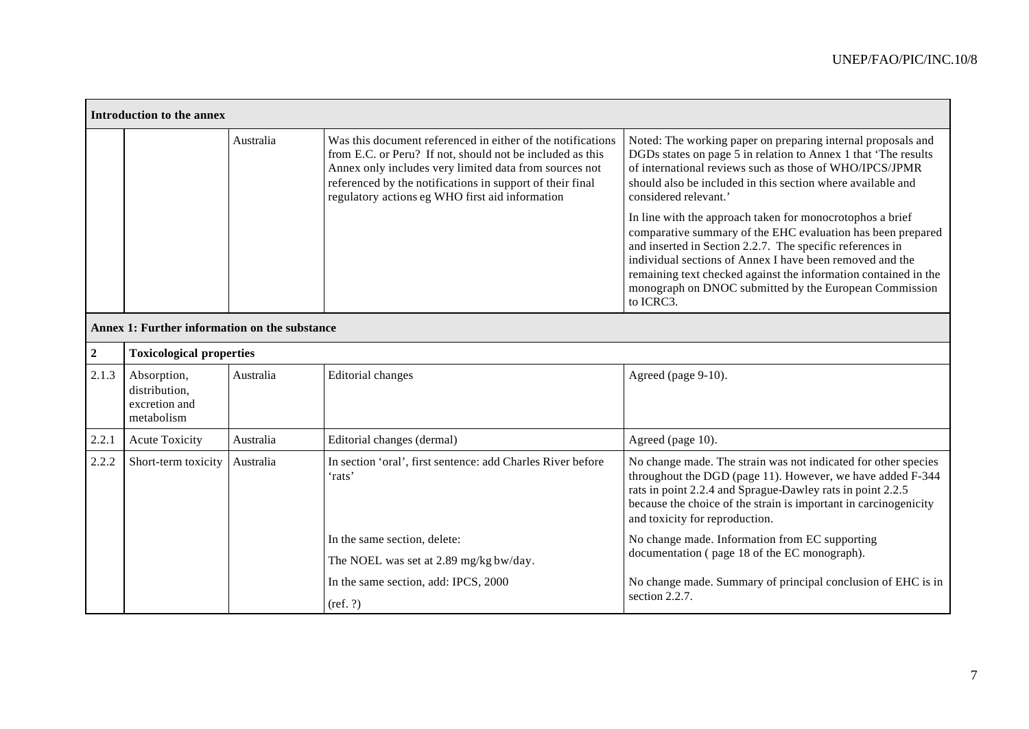| | | | | |
|---|---|---|---|---|
| **Introduction to the annex** | | | | |
| | | Australia | Was this document referenced in either of the notifications from E.C. or Peru? If not, should not be included as this Annex only includes very limited data from sources not referenced by the notifications in support of their final regulatory actions eg WHO first aid information | Noted: The working paper on preparing internal proposals and DGDs states on page 5 in relation to Annex 1 that 'The results of international reviews such as those of WHO/IPCS/JPMR should also be included in this section where available and considered relevant.'<br><br>In line with the approach taken for monocrotophos a brief comparative summary of the EHC evaluation has been prepared and inserted in Section 2.2.7. The specific references in individual sections of Annex I have been removed and the remaining text checked against the information contained in the monograph on DNOC submitted by the European Commission to ICRC3. |
| **Annex 1: Further information on the substance** | | | | |
| **2** | **Toxicological properties** | | | |
| 2.1.3 | Absorption, distribution, excretion and metabolism | Australia | Editorial changes | Agreed (page 9-10). |
| 2.2.1 | Acute Toxicity | Australia | Editorial changes (dermal) | Agreed (page 10). |
| 2.2.2 | Short-term toxicity | Australia | In section 'oral', first sentence: add Charles River before 'rats' | No change made. The strain was not indicated for other species throughout the DGD (page 11). However, we have added F-344 rats in point 2.2.4 and Sprague-Dawley rats in point 2.2.5 because the choice of the strain is important in carcinogenicity and toxicity for reproduction. |
| | | | In the same section, delete:<br><br>The NOEL was set at 2.89 mg/kg bw/day. | No change made. Information from EC supporting documentation ( page 18 of the EC monograph). |
| | | | In the same section, add: IPCS, 2000<br><br>(ref. ?) | No change made. Summary of principal conclusion of EHC is in section 2.2.7. |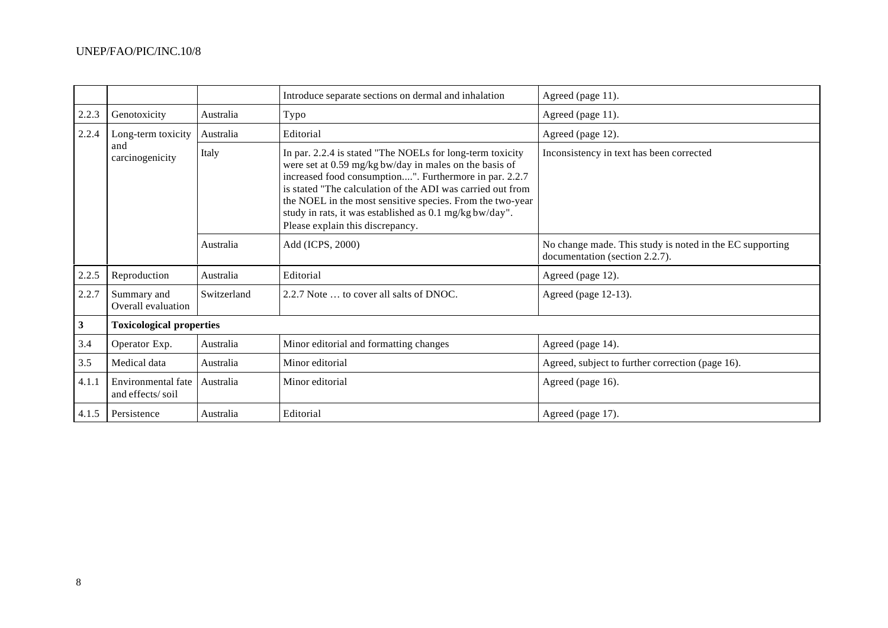| | | | | |
|---|---|---|---|---|
| | | | Introduce separate sections on dermal and inhalation | Agreed (page 11). |
| 2.2.3 | Genotoxicity | Australia | Typo | Agreed (page 11). |
| 2.2.4 | Long-term toxicity and carcinogenicity | Australia | Editorial | Agreed (page 12). |
| | | Italy | In par. 2.2.4 is stated "The NOELs for long-term toxicity were set at 0.59 mg/kg bw/day in males on the basis of increased food consumption....". Furthermore in par. 2.2.7 is stated "The calculation of the ADI was carried out from the NOEL in the most sensitive species. From the two-year study in rats, it was established as 0.1 mg/kg bw/day". Please explain this discrepancy. | Inconsistency in text has been corrected |
| | | Australia | Add (ICPS, 2000) | No change made. This study is noted in the EC supporting documentation (section 2.2.7). |
| 2.2.5 | Reproduction | Australia | Editorial | Agreed (page 12). |
| 2.2.7 | Summary and Overall evaluation | Switzerland | 2.2.7 Note … to cover all salts of DNOC. | Agreed (page 12-13). |
| **3** | **Toxicological properties** | | | |
| 3.4 | Operator Exp. | Australia | Minor editorial and formatting changes | Agreed (page 14). |
| 3.5 | Medical data | Australia | Minor editorial | Agreed, subject to further correction (page 16). |
| 4.1.1 | Environmental fate and effects/ soil | Australia | Minor editorial | Agreed (page 16). |
| 4.1.5 | Persistence | Australia | Editorial | Agreed (page 17). |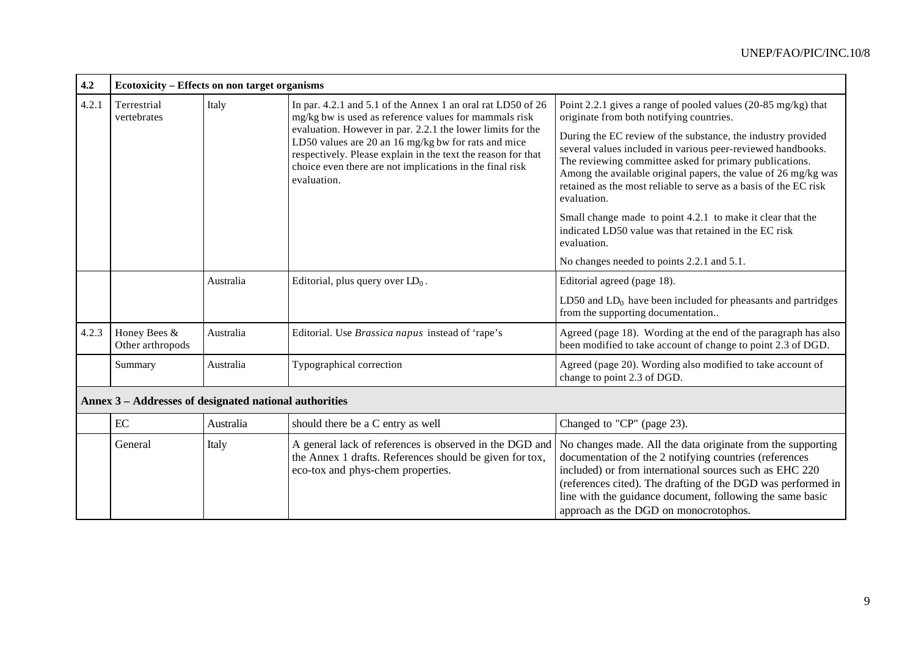| 4.2 | Ecotoxicity – Effects on non target organisms | | | |
|---|---|---|---|---|
| 4.2.1 | Terrestrial vertebrates | Italy | In par. 4.2.1 and 5.1 of the Annex 1 an oral rat LD50 of 26 mg/kg bw is used as reference values for mammals risk evaluation. However in par. 2.2.1 the lower limits for the LD50 values are 20 an 16 mg/kg bw for rats and mice respectively. Please explain in the text the reason for that choice even there are not implications in the final risk evaluation. | Point 2.2.1 gives a range of pooled values (20-85 mg/kg) that originate from both notifying countries.<br><br>During the EC review of the substance, the industry provided several values included in various peer-reviewed handbooks. The reviewing committee asked for primary publications. Among the available original papers, the value of 26 mg/kg was retained as the most reliable to serve as a basis of the EC risk evaluation.<br><br>Small change made to point 4.2.1 to make it clear that the indicated LD50 value was that retained in the EC risk evaluation.<br><br>No changes needed to points 2.2.1 and 5.1. |
| | | Australia | Editorial, plus query over $LD_0$. | Editorial agreed (page 18).<br><br>LD50 and $LD_0$ have been included for pheasants and partridges from the supporting documentation.. |
| 4.2.3 | Honey Bees & Other arthropods | Australia | Editorial. Use *Brassica napus* instead of 'rape's | Agreed (page 18). Wording at the end of the paragraph has also been modified to take account of change to point 2.3 of DGD. |
| | Summary | Australia | Typographical correction | Agreed (page 20). Wording also modified to take account of change to point 2.3 of DGD. |
| **Annex 3 – Addresses of designated national authorities** | | | | |
| | EC | Australia | should there be a C entry as well | Changed to "CP" (page 23). |
| | General | Italy | A general lack of references is observed in the DGD and the Annex 1 drafts. References should be given for tox, eco-tox and phys-chem properties. | No changes made. All the data originate from the supporting documentation of the 2 notifying countries (references included) or from international sources such as EHC 220 (references cited). The drafting of the DGD was performed in line with the guidance document, following the same basic approach as the DGD on monocrotophos. |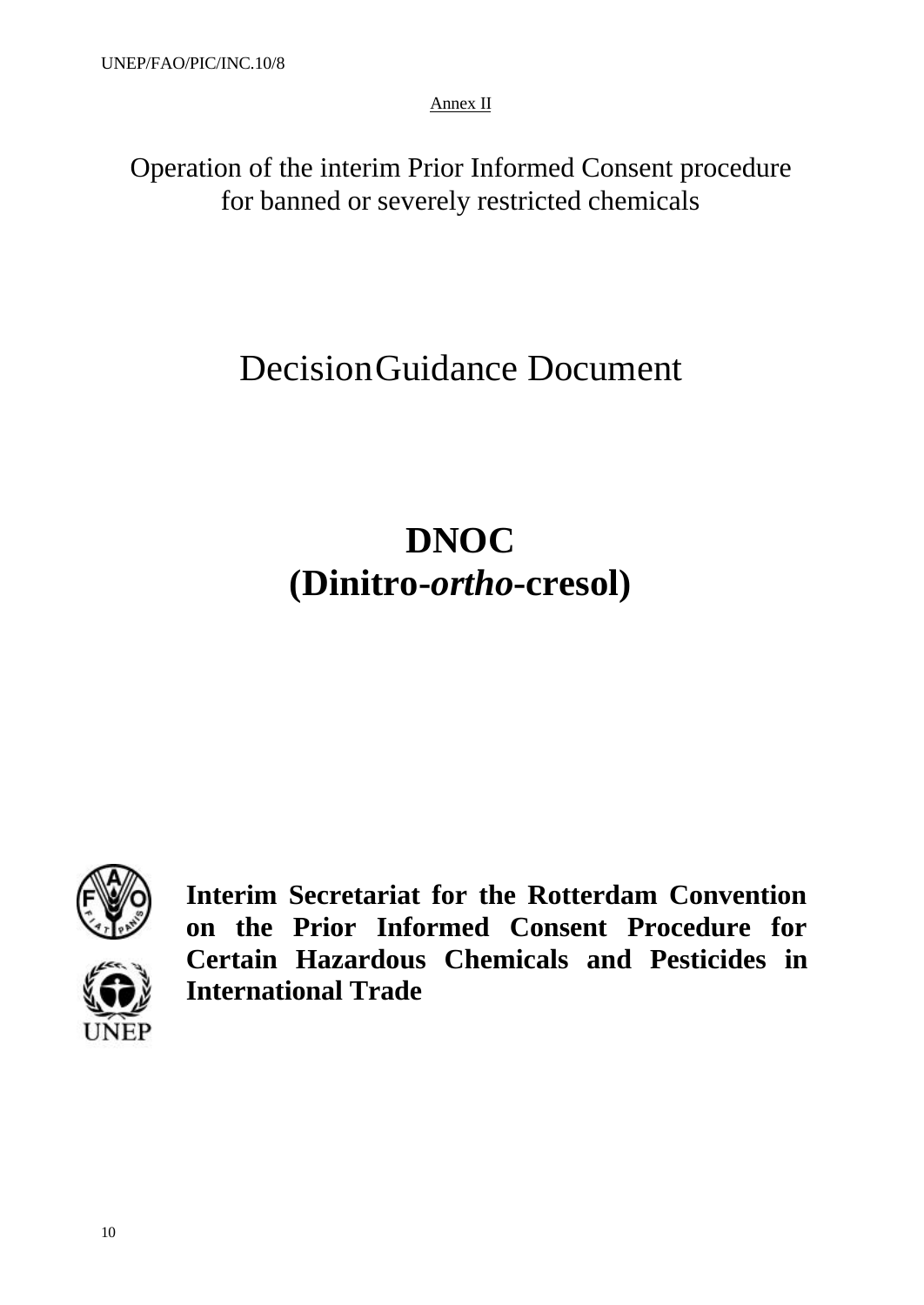Annex II

Operation of the interim Prior Informed Consent procedure for banned or severely restricted chemicals

# Decision Guidance Document

# DNOC
# (Dinitro-*ortho*-cresol)

**Interim Secretariat for the Rotterdam Convention on the Prior Informed Consent Procedure for Certain Hazardous Chemicals and Pesticides in International Trade**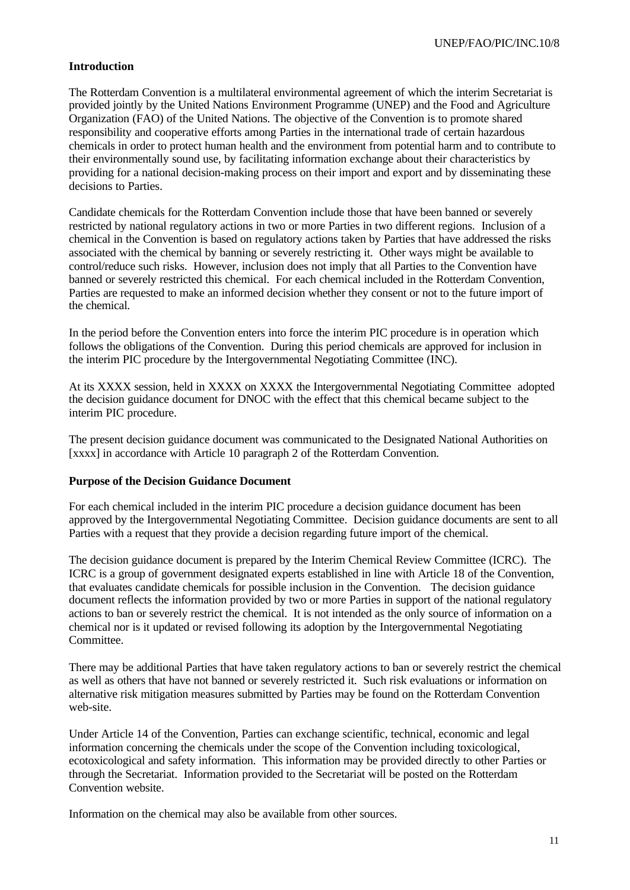**Introduction**

The Rotterdam Convention is a multilateral environmental agreement of which the interim Secretariat is provided jointly by the United Nations Environment Programme (UNEP) and the Food and Agriculture Organization (FAO) of the United Nations. The objective of the Convention is to promote shared responsibility and cooperative efforts among Parties in the international trade of certain hazardous chemicals in order to protect human health and the environment from potential harm and to contribute to their environmentally sound use, by facilitating information exchange about their characteristics by providing for a national decision-making process on their import and export and by disseminating these decisions to Parties.

Candidate chemicals for the Rotterdam Convention include those that have been banned or severely restricted by national regulatory actions in two or more Parties in two different regions. Inclusion of a chemical in the Convention is based on regulatory actions taken by Parties that have addressed the risks associated with the chemical by banning or severely restricting it. Other ways might be available to control/reduce such risks. However, inclusion does not imply that all Parties to the Convention have banned or severely restricted this chemical. For each chemical included in the Rotterdam Convention, Parties are requested to make an informed decision whether they consent or not to the future import of the chemical.

In the period before the Convention enters into force the interim PIC procedure is in operation which follows the obligations of the Convention. During this period chemicals are approved for inclusion in the interim PIC procedure by the Intergovernmental Negotiating Committee (INC).

At its XXXX session, held in XXXX on XXXX the Intergovernmental Negotiating Committee adopted the decision guidance document for DNOC with the effect that this chemical became subject to the interim PIC procedure.

The present decision guidance document was communicated to the Designated National Authorities on [xxxx] in accordance with Article 10 paragraph 2 of the Rotterdam Convention.

**Purpose of the Decision Guidance Document**

For each chemical included in the interim PIC procedure a decision guidance document has been approved by the Intergovernmental Negotiating Committee. Decision guidance documents are sent to all Parties with a request that they provide a decision regarding future import of the chemical.

The decision guidance document is prepared by the Interim Chemical Review Committee (ICRC). The ICRC is a group of government designated experts established in line with Article 18 of the Convention, that evaluates candidate chemicals for possible inclusion in the Convention. The decision guidance document reflects the information provided by two or more Parties in support of the national regulatory actions to ban or severely restrict the chemical. It is not intended as the only source of information on a chemical nor is it updated or revised following its adoption by the Intergovernmental Negotiating Committee.

There may be additional Parties that have taken regulatory actions to ban or severely restrict the chemical as well as others that have not banned or severely restricted it. Such risk evaluations or information on alternative risk mitigation measures submitted by Parties may be found on the Rotterdam Convention web-site.

Under Article 14 of the Convention, Parties can exchange scientific, technical, economic and legal information concerning the chemicals under the scope of the Convention including toxicological, ecotoxicological and safety information. This information may be provided directly to other Parties or through the Secretariat. Information provided to the Secretariat will be posted on the Rotterdam Convention website.

Information on the chemical may also be available from other sources.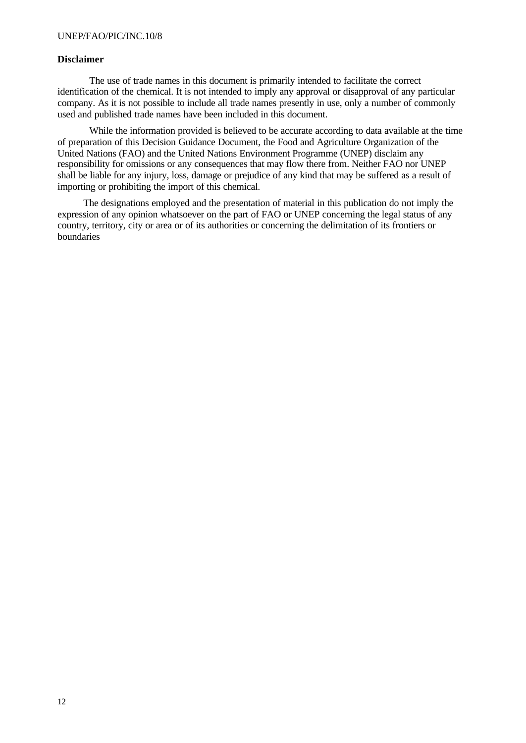**Disclaimer**

The use of trade names in this document is primarily intended to facilitate the correct identification of the chemical. It is not intended to imply any approval or disapproval of any particular company. As it is not possible to include all trade names presently in use, only a number of commonly used and published trade names have been included in this document.

While the information provided is believed to be accurate according to data available at the time of preparation of this Decision Guidance Document, the Food and Agriculture Organization of the United Nations (FAO) and the United Nations Environment Programme (UNEP) disclaim any responsibility for omissions or any consequences that may flow there from. Neither FAO nor UNEP shall be liable for any injury, loss, damage or prejudice of any kind that may be suffered as a result of importing or prohibiting the import of this chemical.

The designations employed and the presentation of material in this publication do not imply the expression of any opinion whatsoever on the part of FAO or UNEP concerning the legal status of any country, territory, city or area or of its authorities or concerning the delimitation of its frontiers or boundaries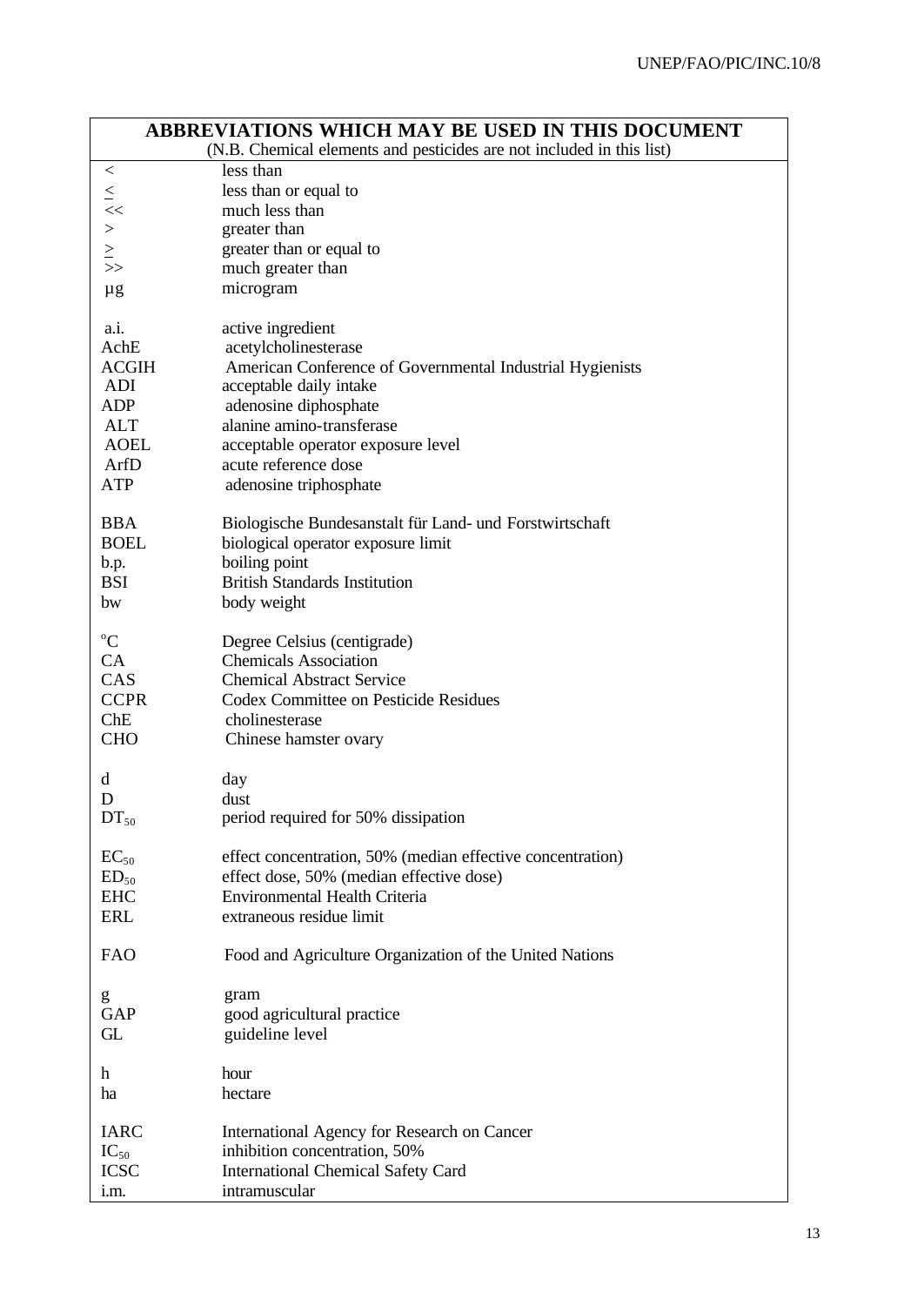| ABBREVIATIONS WHICH MAY BE USED IN THIS DOCUMENT (N.B. Chemical elements and pesticides are not included in this list) | |
|---|---|
| < | less than |
| ≤ | less than or equal to |
| << | much less than |
| > | greater than |
| ≥ | greater than or equal to |
| >> | much greater than |
| µg | microgram |
| | |
| a.i. | active ingredient |
| AchE | acetylcholinesterase |
| ACGIH | American Conference of Governmental Industrial Hygienists |
| ADI | acceptable daily intake |
| ADP | adenosine diphosphate |
| ALT | alanine amino-transferase |
| AOEL | acceptable operator exposure level |
| ArfD | acute reference dose |
| ATP | adenosine triphosphate |
| | |
| BBA | Biologische Bundesanstalt für Land- und Forstwirtschaft |
| BOEL | biological operator exposure limit |
| b.p. | boiling point |
| BSI | British Standards Institution |
| bw | body weight |
| | |
| °C | Degree Celsius (centigrade) |
| CA | Chemicals Association |
| CAS | Chemical Abstract Service |
| CCPR | Codex Committee on Pesticide Residues |
| ChE | cholinesterase |
| CHO | Chinese hamster ovary |
| | |
| d | day |
| D | dust |
| $DT_{50}$ | period required for 50% dissipation |
| | |
| $EC_{50}$ | effect concentration, 50% (median effective concentration) |
| $ED_{50}$ | effect dose, 50% (median effective dose) |
| EHC | Environmental Health Criteria |
| ERL | extraneous residue limit |
| | |
| FAO | Food and Agriculture Organization of the United Nations |
| | |
| g | gram |
| GAP | good agricultural practice |
| GL | guideline level |
| | |
| h | hour |
| ha | hectare |
| | |
| IARC | International Agency for Research on Cancer |
| $IC_{50}$ | inhibition concentration, 50% |
| ICSC | International Chemical Safety Card |
| i.m. | intramuscular |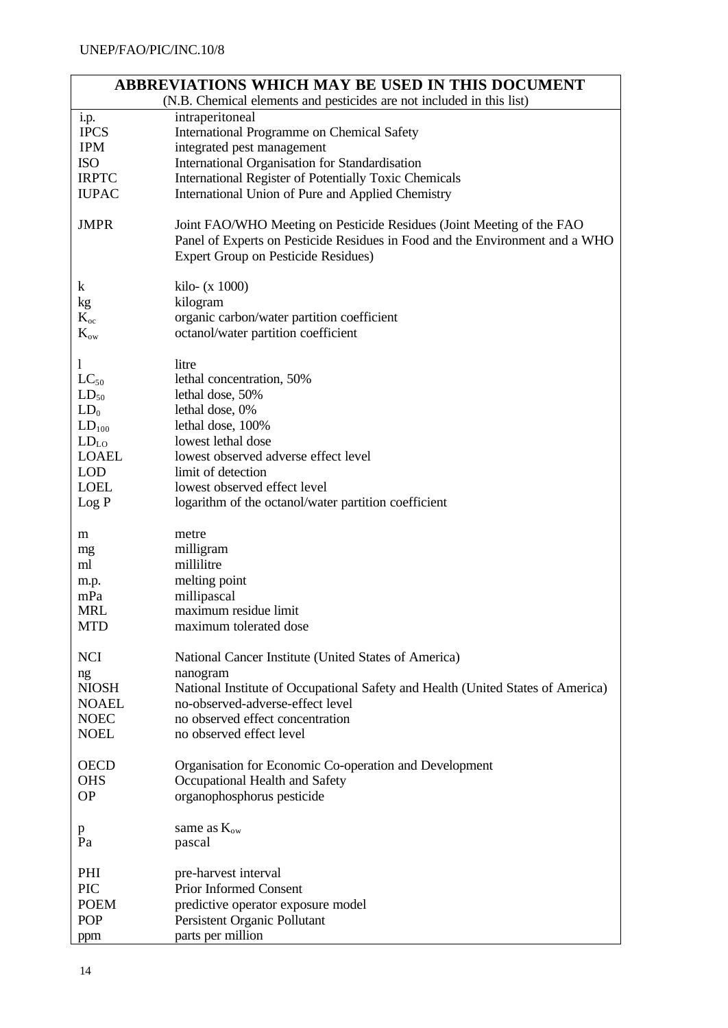| **ABBREVIATIONS WHICH MAY BE USED IN THIS DOCUMENT** | |
|---|---|
| (N.B. Chemical elements and pesticides are not included in this list) | |
| i.p. | intraperitoneal |
| IPCS | International Programme on Chemical Safety |
| IPM | integrated pest management |
| ISO | International Organisation for Standardisation |
| IRPTC | International Register of Potentially Toxic Chemicals |
| IUPAC | International Union of Pure and Applied Chemistry |
| | |
| JMPR | Joint FAO/WHO Meeting on Pesticide Residues (Joint Meeting of the FAO Panel of Experts on Pesticide Residues in Food and the Environment and a WHO Expert Group on Pesticide Residues) |
| | |
| k | kilo- (x 1000) |
| kg | kilogram |
| $K_{oc}$ | organic carbon/water partition coefficient |
| $K_{ow}$ | octanol/water partition coefficient |
| | |
| l | litre |
| $LC_{50}$ | lethal concentration, 50% |
| $LD_{50}$ | lethal dose, 50% |
| $LD_{0}$ | lethal dose, 0% |
| $LD_{100}$ | lethal dose, 100% |
| $LD_{LO}$ | lowest lethal dose |
| LOAEL | lowest observed adverse effect level |
| LOD | limit of detection |
| LOEL | lowest observed effect level |
| Log P | logarithm of the octanol/water partition coefficient |
| | |
| m | metre |
| mg | milligram |
| ml | millilitre |
| m.p. | melting point |
| mPa | millipascal |
| MRL | maximum residue limit |
| MTD | maximum tolerated dose |
| | |
| NCI | National Cancer Institute (United States of America) |
| ng | nanogram |
| NIOSH | National Institute of Occupational Safety and Health (United States of America) |
| NOAEL | no-observed-adverse-effect level |
| NOEC | no observed effect concentration |
| NOEL | no observed effect level |
| | |
| OECD | Organisation for Economic Co-operation and Development |
| OHS | Occupational Health and Safety |
| OP | organophosphorus pesticide |
| | |
| p | same as $K_{ow}$ |
| Pa | pascal |
| | |
| PHI | pre-harvest interval |
| PIC | Prior Informed Consent |
| POEM | predictive operator exposure model |
| POP | Persistent Organic Pollutant |
| ppm | parts per million |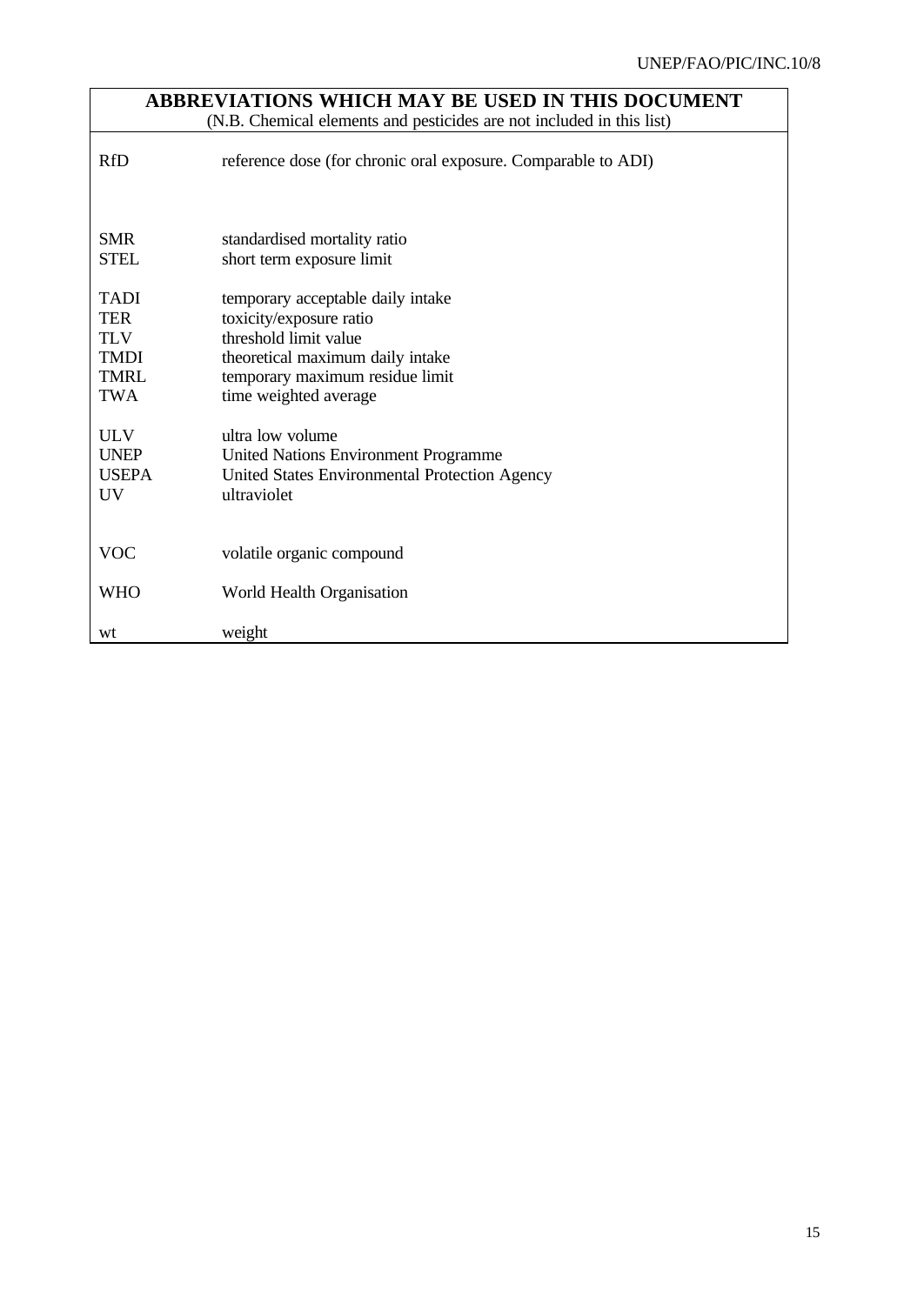## ABBREVIATIONS WHICH MAY BE USED IN THIS DOCUMENT

(N.B. Chemical elements and pesticides are not included in this list)

| | |
|---|---|
| RfD | reference dose (for chronic oral exposure. Comparable to ADI) |
| SMR | standardised mortality ratio |
| STEL | short term exposure limit |
| TADI | temporary acceptable daily intake |
| TER | toxicity/exposure ratio |
| TLV | threshold limit value |
| TMDI | theoretical maximum daily intake |
| TMRL | temporary maximum residue limit |
| TWA | time weighted average |
| ULV | ultra low volume |
| UNEP | United Nations Environment Programme |
| USEPA | United States Environmental Protection Agency |
| UV | ultraviolet |
| VOC | volatile organic compound |
| WHO | World Health Organisation |
| wt | weight |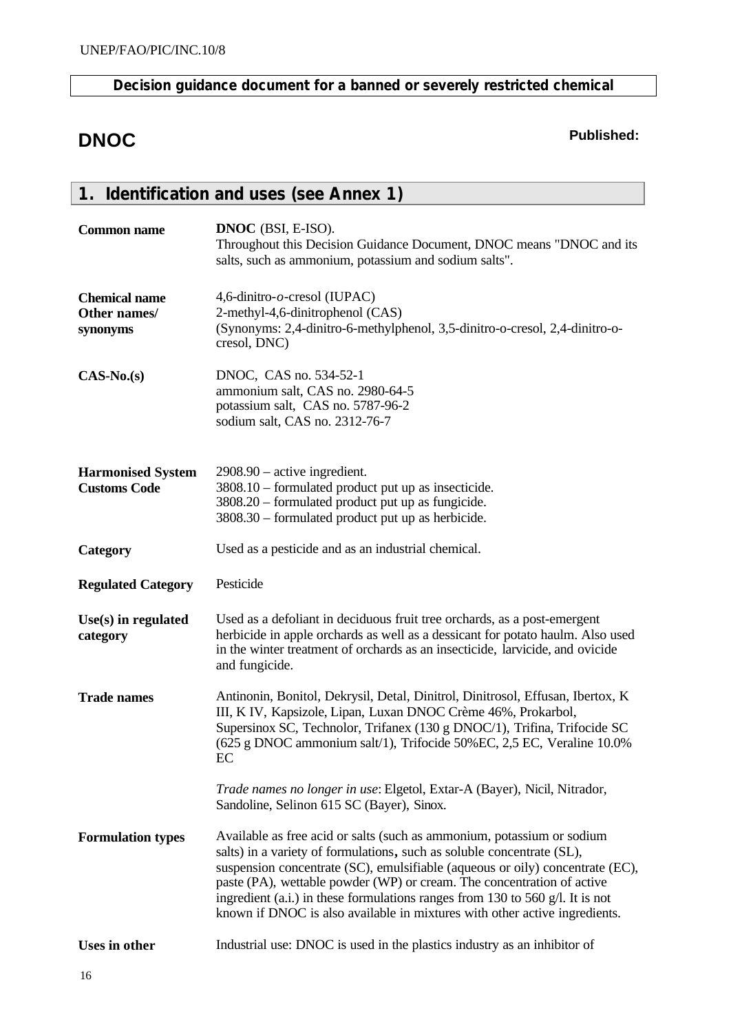**Decision guidance document for a banned or severely restricted chemical**

# DNOC

**Published:**

## 1. Identification and uses (see Annex 1)

| | |
|---|---|
| **Common name** | **DNOC** (BSI, E-ISO). Throughout this Decision Guidance Document, DNOC means "DNOC and its salts, such as ammonium, potassium and sodium salts". |
| **Chemical name Other names/ synonyms** | 4,6-dinitro-*o*-cresol (IUPAC) 2-methyl-4,6-dinitrophenol (CAS) (Synonyms: 2,4-dinitro-6-methylphenol, 3,5-dinitro-o-cresol, 2,4-dinitro-o-cresol, DNC) |
| **CAS-No.(s)** | DNOC, CAS no. 534-52-1 ammonium salt, CAS no. 2980-64-5 potassium salt, CAS no. 5787-96-2 sodium salt, CAS no. 2312-76-7 |
| **Harmonised System Customs Code** | 2908.90 – active ingredient. 3808.10 – formulated product put up as insecticide. 3808.20 – formulated product put up as fungicide. 3808.30 – formulated product put up as herbicide. |
| **Category** | Used as a pesticide and as an industrial chemical. |
| **Regulated Category** | Pesticide |
| **Use(s) in regulated category** | Used as a defoliant in deciduous fruit tree orchards, as a post-emergent herbicide in apple orchards as well as a dessicant for potato haulm. Also used in the winter treatment of orchards as an insecticide, larvicide, and ovicide and fungicide. |
| **Trade names** | Antinonin, Bonitol, Dekrysil, Detal, Dinitrol, Dinitrosol, Effusan, Ibertox, K III, K IV, Kapsizole, Lipan, Luxan DNOC Crème 46%, Prokarbol, Supersinox SC, Technolor, Trifanex (130 g DNOC/1), Trifina, Trifocide SC (625 g DNOC ammonium salt/1), Trifocide 50%EC, 2,5 EC, Veraline 10.0% EC<br><br>*Trade names no longer in use*: Elgetol, Extar-A (Bayer), Nicil, Nitrador, Sandoline, Selinon 615 SC (Bayer), Sinox. |
| **Formulation types** | Available as free acid or salts (such as ammonium, potassium or sodium salts) in a variety of formulations, such as soluble concentrate (SL), suspension concentrate (SC), emulsifiable (aqueous or oily) concentrate (EC), paste (PA), wettable powder (WP) or cream. The concentration of active ingredient (a.i.) in these formulations ranges from 130 to 560 g/l. It is not known if DNOC is also available in mixtures with other active ingredients. |
| **Uses in other** | Industrial use: DNOC is used in the plastics industry as an inhibitor of |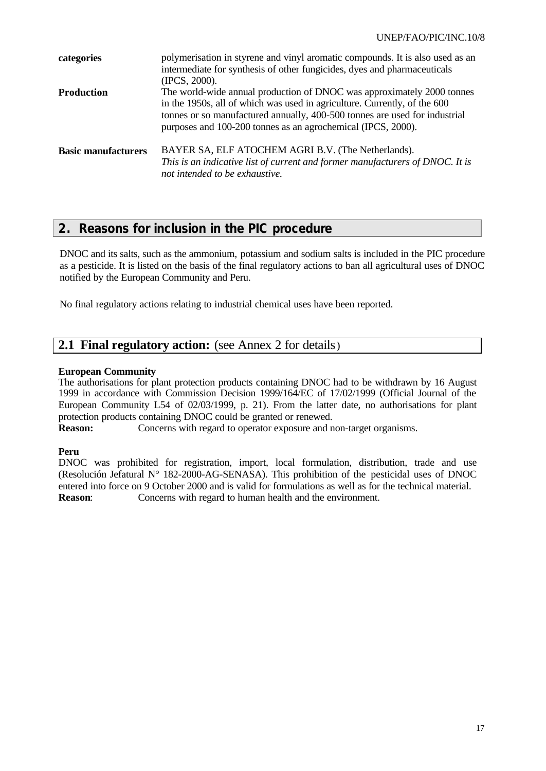| | |
|---|---|
| **categories** | polymerisation in styrene and vinyl aromatic compounds. It is also used as an intermediate for synthesis of other fungicides, dyes and pharmaceuticals (IPCS, 2000). |
| **Production** | The world-wide annual production of DNOC was approximately 2000 tonnes in the 1950s, all of which was used in agriculture. Currently, of the 600 tonnes or so manufactured annually, 400-500 tonnes are used for industrial purposes and 100-200 tonnes as an agrochemical (IPCS, 2000). |
| **Basic manufacturers** | BAYER SA, ELF ATOCHEM AGRI B.V. (The Netherlands). *This is an indicative list of current and former manufacturers of DNOC. It is not intended to be exhaustive.* |

## 2. Reasons for inclusion in the PIC procedure

DNOC and its salts, such as the ammonium, potassium and sodium salts is included in the PIC procedure as a pesticide. It is listed on the basis of the final regulatory actions to ban all agricultural uses of DNOC notified by the European Community and Peru.

No final regulatory actions relating to industrial chemical uses have been reported.

## 2.1 Final regulatory action: (see Annex 2 for details)

**European Community**

The authorisations for plant protection products containing DNOC had to be withdrawn by 16 August 1999 in accordance with Commission Decision 1999/164/EC of 17/02/1999 (Official Journal of the European Community L54 of 02/03/1999, p. 21). From the latter date, no authorisations for plant protection products containing DNOC could be granted or renewed.

**Reason:** Concerns with regard to operator exposure and non-target organisms.

**Peru**

DNOC was prohibited for registration, import, local formulation, distribution, trade and use (Resolución Jefatural N° 182-2000-AG-SENASA). This prohibition of the pesticidal uses of DNOC entered into force on 9 October 2000 and is valid for formulations as well as for the technical material.

**Reason**: Concerns with regard to human health and the environment.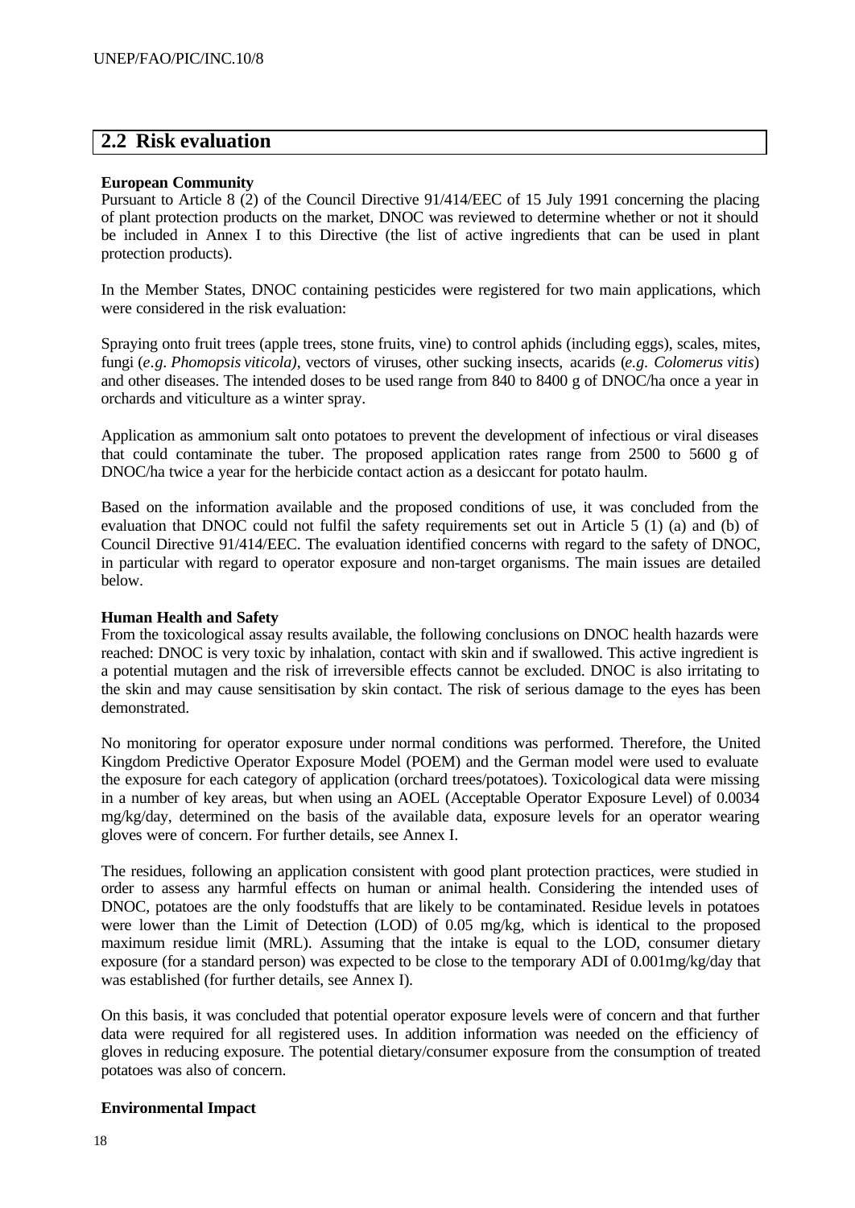## 2.2 Risk evaluation

**European Community**

Pursuant to Article 8 (2) of the Council Directive 91/414/EEC of 15 July 1991 concerning the placing of plant protection products on the market, DNOC was reviewed to determine whether or not it should be included in Annex I to this Directive (the list of active ingredients that can be used in plant protection products).

In the Member States, DNOC containing pesticides were registered for two main applications, which were considered in the risk evaluation:

Spraying onto fruit trees (apple trees, stone fruits, vine) to control aphids (including eggs), scales, mites, fungi (*e.g. Phomopsis viticola)*, vectors of viruses, other sucking insects, acarids (*e.g. Colomerus vitis*) and other diseases. The intended doses to be used range from 840 to 8400 g of DNOC/ha once a year in orchards and viticulture as a winter spray.

Application as ammonium salt onto potatoes to prevent the development of infectious or viral diseases that could contaminate the tuber. The proposed application rates range from 2500 to 5600 g of DNOC/ha twice a year for the herbicide contact action as a desiccant for potato haulm.

Based on the information available and the proposed conditions of use, it was concluded from the evaluation that DNOC could not fulfil the safety requirements set out in Article 5 (1) (a) and (b) of Council Directive 91/414/EEC. The evaluation identified concerns with regard to the safety of DNOC, in particular with regard to operator exposure and non-target organisms. The main issues are detailed below.

**Human Health and Safety**

From the toxicological assay results available, the following conclusions on DNOC health hazards were reached: DNOC is very toxic by inhalation, contact with skin and if swallowed. This active ingredient is a potential mutagen and the risk of irreversible effects cannot be excluded. DNOC is also irritating to the skin and may cause sensitisation by skin contact. The risk of serious damage to the eyes has been demonstrated.

No monitoring for operator exposure under normal conditions was performed. Therefore, the United Kingdom Predictive Operator Exposure Model (POEM) and the German model were used to evaluate the exposure for each category of application (orchard trees/potatoes). Toxicological data were missing in a number of key areas, but when using an AOEL (Acceptable Operator Exposure Level) of 0.0034 mg/kg/day, determined on the basis of the available data, exposure levels for an operator wearing gloves were of concern. For further details, see Annex I.

The residues, following an application consistent with good plant protection practices, were studied in order to assess any harmful effects on human or animal health. Considering the intended uses of DNOC, potatoes are the only foodstuffs that are likely to be contaminated. Residue levels in potatoes were lower than the Limit of Detection (LOD) of 0.05 mg/kg, which is identical to the proposed maximum residue limit (MRL). Assuming that the intake is equal to the LOD, consumer dietary exposure (for a standard person) was expected to be close to the temporary ADI of 0.001mg/kg/day that was established (for further details, see Annex I).

On this basis, it was concluded that potential operator exposure levels were of concern and that further data were required for all registered uses. In addition information was needed on the efficiency of gloves in reducing exposure. The potential dietary/consumer exposure from the consumption of treated potatoes was also of concern.

**Environmental Impact**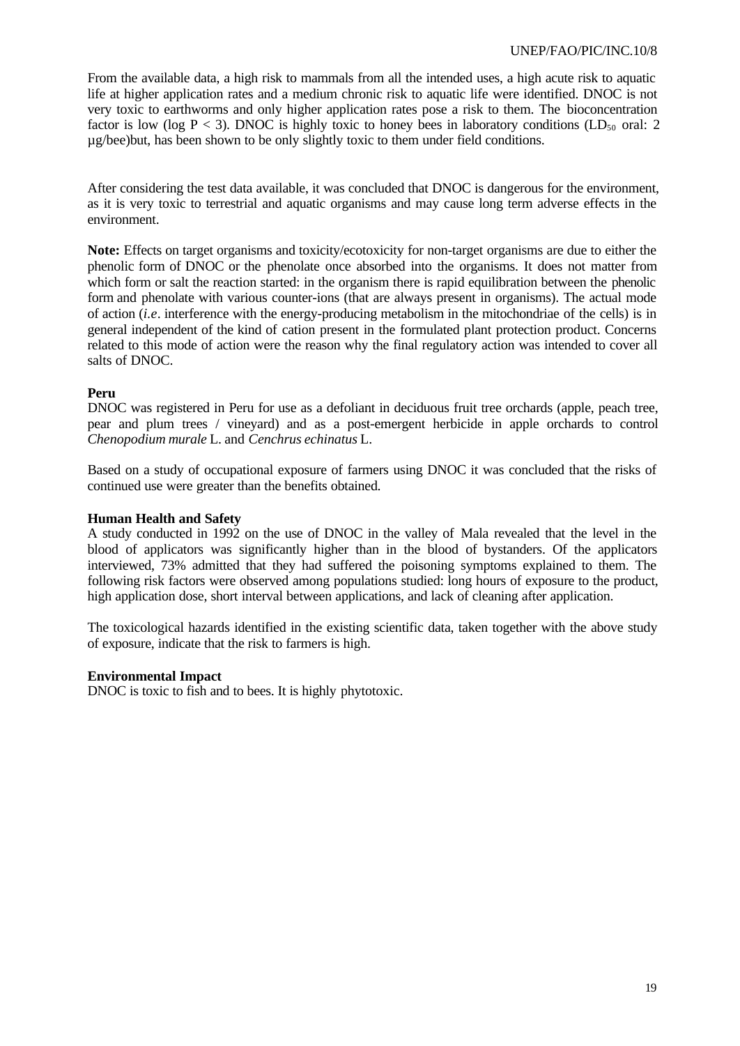From the available data, a high risk to mammals from all the intended uses, a high acute risk to aquatic life at higher application rates and a medium chronic risk to aquatic life were identified. DNOC is not very toxic to earthworms and only higher application rates pose a risk to them. The bioconcentration factor is low ($\log P < 3$). DNOC is highly toxic to honey bees in laboratory conditions ($LD_{50}$ oral: 2 µg/bee)but, has been shown to be only slightly toxic to them under field conditions.

After considering the test data available, it was concluded that DNOC is dangerous for the environment, as it is very toxic to terrestrial and aquatic organisms and may cause long term adverse effects in the environment.

**Note:** Effects on target organisms and toxicity/ecotoxicity for non-target organisms are due to either the phenolic form of DNOC or the phenolate once absorbed into the organisms. It does not matter from which form or salt the reaction started: in the organism there is rapid equilibration between the phenolic form and phenolate with various counter-ions (that are always present in organisms). The actual mode of action (*i.e*. interference with the energy-producing metabolism in the mitochondriae of the cells) is in general independent of the kind of cation present in the formulated plant protection product. Concerns related to this mode of action were the reason why the final regulatory action was intended to cover all salts of DNOC.

**Peru**

DNOC was registered in Peru for use as a defoliant in deciduous fruit tree orchards (apple, peach tree, pear and plum trees / vineyard) and as a post-emergent herbicide in apple orchards to control *Chenopodium murale* L. and *Cenchrus echinatus* L.

Based on a study of occupational exposure of farmers using DNOC it was concluded that the risks of continued use were greater than the benefits obtained.

**Human Health and Safety**

A study conducted in 1992 on the use of DNOC in the valley of Mala revealed that the level in the blood of applicators was significantly higher than in the blood of bystanders. Of the applicators interviewed, 73% admitted that they had suffered the poisoning symptoms explained to them. The following risk factors were observed among populations studied: long hours of exposure to the product, high application dose, short interval between applications, and lack of cleaning after application.

The toxicological hazards identified in the existing scientific data, taken together with the above study of exposure, indicate that the risk to farmers is high.

**Environmental Impact**

DNOC is toxic to fish and to bees. It is highly phytotoxic.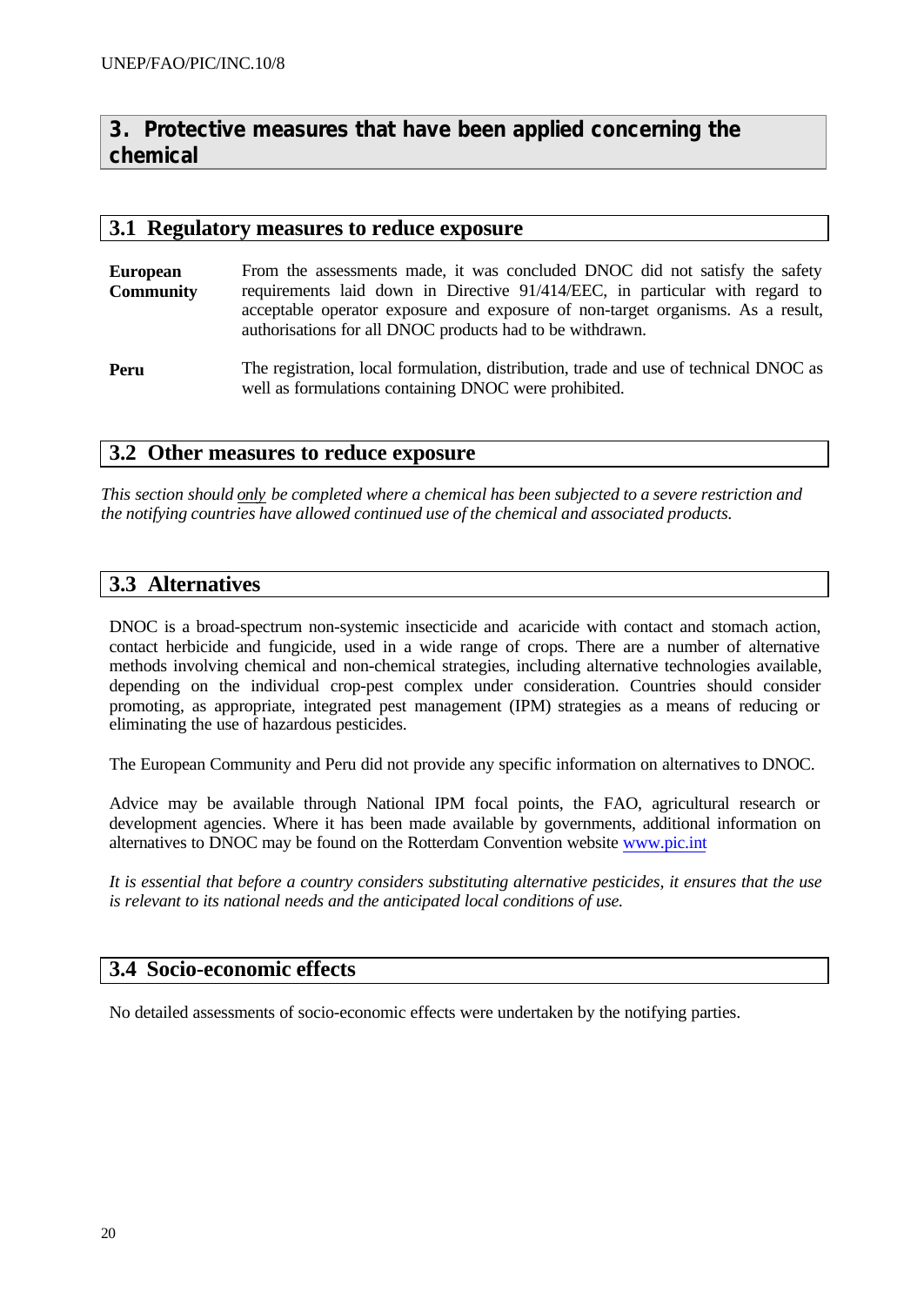## 3. Protective measures that have been applied concerning the chemical

### 3.1 Regulatory measures to reduce exposure

| | |
|---|---|
| **European Community** | From the assessments made, it was concluded DNOC did not satisfy the safety requirements laid down in Directive 91/414/EEC, in particular with regard to acceptable operator exposure and exposure of non-target organisms. As a result, authorisations for all DNOC products had to be withdrawn. |
| **Peru** | The registration, local formulation, distribution, trade and use of technical DNOC as well as formulations containing DNOC were prohibited. |

### 3.2 Other measures to reduce exposure

*This section should only be completed where a chemical has been subjected to a severe restriction and the notifying countries have allowed continued use of the chemical and associated products.*

### 3.3 Alternatives

DNOC is a broad-spectrum non-systemic insecticide and acaricide with contact and stomach action, contact herbicide and fungicide, used in a wide range of crops. There are a number of alternative methods involving chemical and non-chemical strategies, including alternative technologies available, depending on the individual crop-pest complex under consideration. Countries should consider promoting, as appropriate, integrated pest management (IPM) strategies as a means of reducing or eliminating the use of hazardous pesticides.

The European Community and Peru did not provide any specific information on alternatives to DNOC.

Advice may be available through National IPM focal points, the FAO, agricultural research or development agencies. Where it has been made available by governments, additional information on alternatives to DNOC may be found on the Rotterdam Convention website www.pic.int

*It is essential that before a country considers substituting alternative pesticides, it ensures that the use is relevant to its national needs and the anticipated local conditions of use.*

### 3.4 Socio-economic effects

No detailed assessments of socio-economic effects were undertaken by the notifying parties.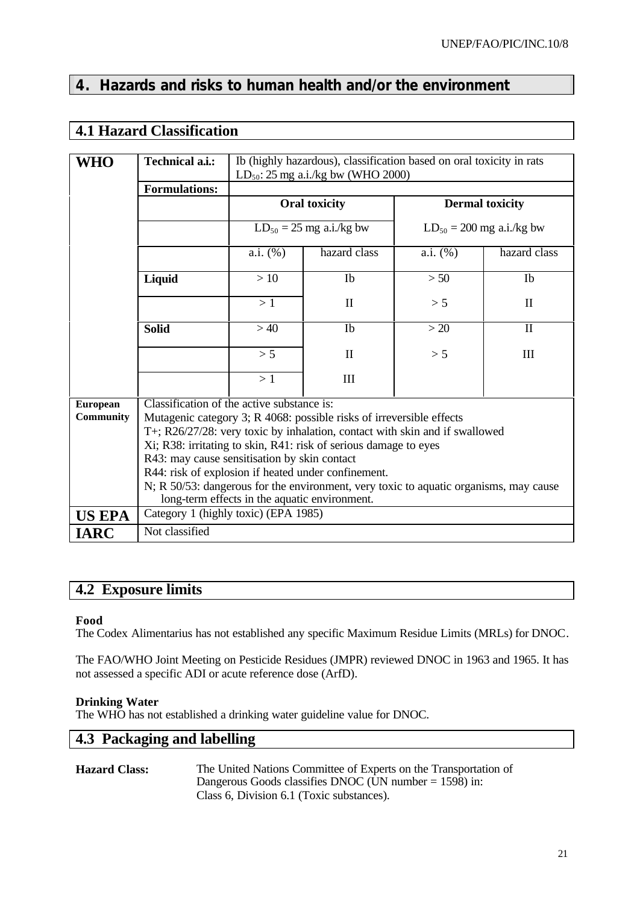## 4. Hazards and risks to human health and/or the environment

### 4.1 Hazard Classification

| | | | | | |
|---|---|---|---|---|---|
| **WHO** | **Technical a.i.:** | Ib (highly hazardous), classification based on oral toxicity in rats $LD_{50}$: 25 mg a.i./kg bw (WHO 2000) | | | |
| | **Formulations:** | | | | |
| | | **Oral toxicity** | | **Dermal toxicity** | |
| | | $LD_{50}$ = 25 mg a.i./kg bw | | $LD_{50}$ = 200 mg a.i./kg bw | |
| | | a.i. (%) | hazard class | a.i. (%) | hazard class |
| | **Liquid** | > 10 | Ib | > 50 | Ib |
| | | > 1 | II | > 5 | II |
| | **Solid** | > 40 | Ib | > 20 | II |
| | | > 5 | II | > 5 | III |
| | | > 1 | III | | |
| **European Community** | Classification of the active substance is:<br>Mutagenic category 3; R 4068: possible risks of irreversible effects<br>T+; R26/27/28: very toxic by inhalation, contact with skin and if swallowed<br>Xi; R38: irritating to skin, R41: risk of serious damage to eyes<br>R43: may cause sensitisation by skin contact<br>R44: risk of explosion if heated under confinement.<br>N; R 50/53: dangerous for the environment, very toxic to aquatic organisms, may cause long-term effects in the aquatic environment. | | | | |
| **US EPA** | Category 1 (highly toxic) (EPA 1985) | | | | |
| **IARC** | Not classified | | | | |

### 4.2 Exposure limits

**Food**

The Codex Alimentarius has not established any specific Maximum Residue Limits (MRLs) for DNOC.

The FAO/WHO Joint Meeting on Pesticide Residues (JMPR) reviewed DNOC in 1963 and 1965. It has not assessed a specific ADI or acute reference dose (ArfD).

**Drinking Water**

The WHO has not established a drinking water guideline value for DNOC.

### 4.3 Packaging and labelling

**Hazard Class:** The United Nations Committee of Experts on the Transportation of Dangerous Goods classifies DNOC (UN number = 1598) in: Class 6, Division 6.1 (Toxic substances).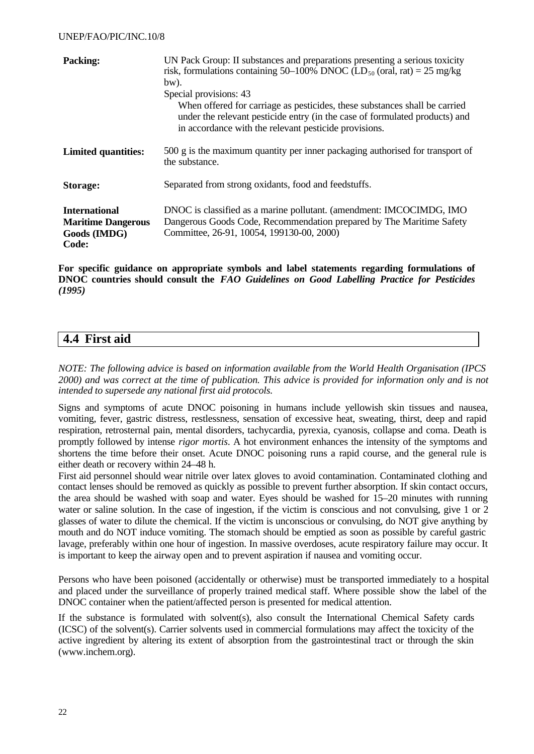| | |
|---|---|
| **Packing:** | UN Pack Group: II substances and preparations presenting a serious toxicity risk, formulations containing 50–100% DNOC ($LD_{50}$ (oral, rat) = 25 mg/kg bw).<br>Special provisions: 43<br>When offered for carriage as pesticides, these substances shall be carried under the relevant pesticide entry (in the case of formulated products) and in accordance with the relevant pesticide provisions. |
| **Limited quantities:** | 500 g is the maximum quantity per inner packaging authorised for transport of the substance. |
| **Storage:** | Separated from strong oxidants, food and feedstuffs. |
| **International Maritime Dangerous Goods (IMDG) Code:** | DNOC is classified as a marine pollutant. (amendment: IMCOCIMDG, IMO Dangerous Goods Code, Recommendation prepared by The Maritime Safety Committee, 26-91, 10054, 199130-00, 2000) |

**For specific guidance on appropriate symbols and label statements regarding formulations of DNOC countries should consult the *FAO Guidelines on Good Labelling Practice for Pesticides (1995)***

## 4.4 First aid

*NOTE: The following advice is based on information available from the World Health Organisation (IPCS 2000) and was correct at the time of publication. This advice is provided for information only and is not intended to supersede any national first aid protocols.*

Signs and symptoms of acute DNOC poisoning in humans include yellowish skin tissues and nausea, vomiting, fever, gastric distress, restlessness, sensation of excessive heat, sweating, thirst, deep and rapid respiration, retrosternal pain, mental disorders, tachycardia, pyrexia, cyanosis, collapse and coma. Death is promptly followed by intense *rigor mortis*. A hot environment enhances the intensity of the symptoms and shortens the time before their onset. Acute DNOC poisoning runs a rapid course, and the general rule is either death or recovery within 24–48 h.

First aid personnel should wear nitrile over latex gloves to avoid contamination. Contaminated clothing and contact lenses should be removed as quickly as possible to prevent further absorption. If skin contact occurs, the area should be washed with soap and water. Eyes should be washed for 15–20 minutes with running water or saline solution. In the case of ingestion, if the victim is conscious and not convulsing, give 1 or 2 glasses of water to dilute the chemical. If the victim is unconscious or convulsing, do NOT give anything by mouth and do NOT induce vomiting. The stomach should be emptied as soon as possible by careful gastric lavage, preferably within one hour of ingestion. In massive overdoses, acute respiratory failure may occur. It is important to keep the airway open and to prevent aspiration if nausea and vomiting occur.

Persons who have been poisoned (accidentally or otherwise) must be transported immediately to a hospital and placed under the surveillance of properly trained medical staff. Where possible show the label of the DNOC container when the patient/affected person is presented for medical attention.

If the substance is formulated with solvent(s), also consult the International Chemical Safety cards (ICSC) of the solvent(s). Carrier solvents used in commercial formulations may affect the toxicity of the active ingredient by altering its extent of absorption from the gastrointestinal tract or through the skin (www.inchem.org).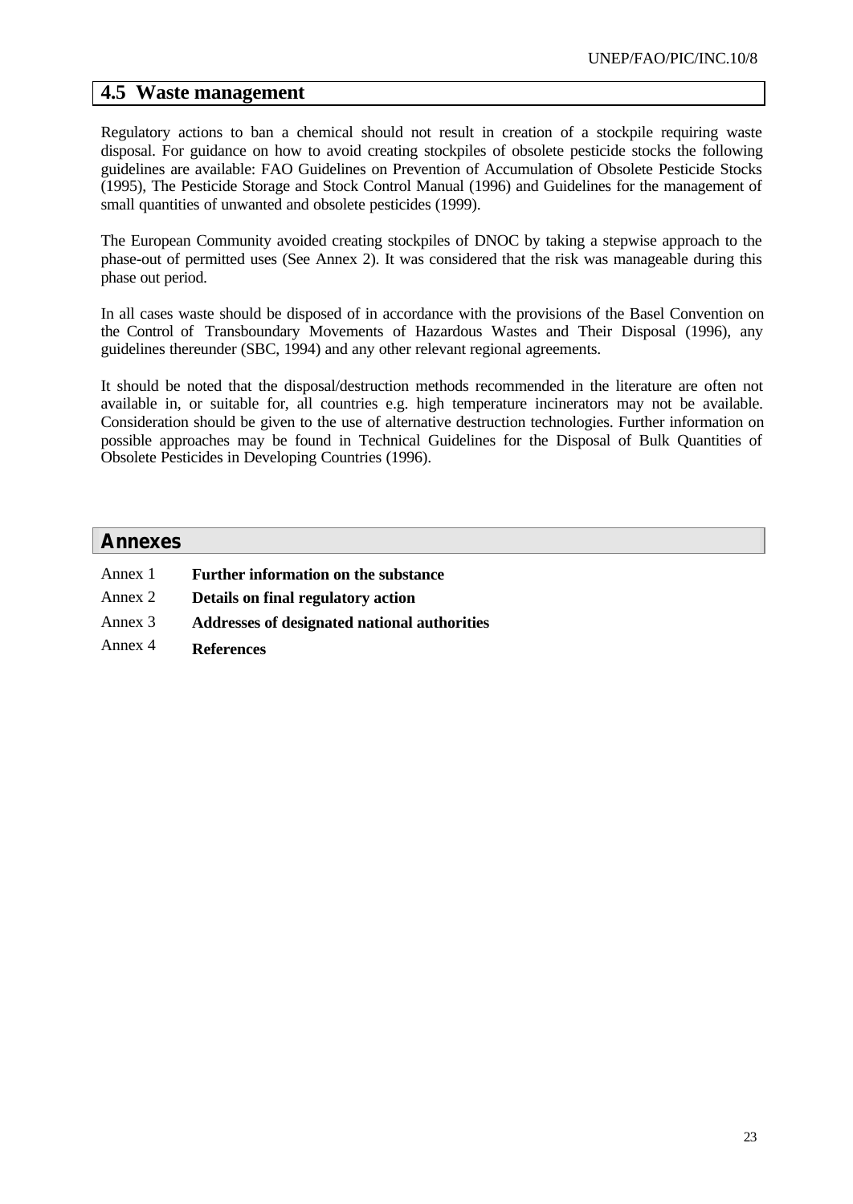## 4.5 Waste management

Regulatory actions to ban a chemical should not result in creation of a stockpile requiring waste disposal. For guidance on how to avoid creating stockpiles of obsolete pesticide stocks the following guidelines are available: FAO Guidelines on Prevention of Accumulation of Obsolete Pesticide Stocks (1995), The Pesticide Storage and Stock Control Manual (1996) and Guidelines for the management of small quantities of unwanted and obsolete pesticides (1999).

The European Community avoided creating stockpiles of DNOC by taking a stepwise approach to the phase-out of permitted uses (See Annex 2). It was considered that the risk was manageable during this phase out period.

In all cases waste should be disposed of in accordance with the provisions of the Basel Convention on the Control of Transboundary Movements of Hazardous Wastes and Their Disposal (1996), any guidelines thereunder (SBC, 1994) and any other relevant regional agreements.

It should be noted that the disposal/destruction methods recommended in the literature are often not available in, or suitable for, all countries e.g. high temperature incinerators may not be available. Consideration should be given to the use of alternative destruction technologies. Further information on possible approaches may be found in Technical Guidelines for the Disposal of Bulk Quantities of Obsolete Pesticides in Developing Countries (1996).

## Annexes

Annex 1 **Further information on the substance**

Annex 2 **Details on final regulatory action**

Annex 3 **Addresses of designated national authorities**

Annex 4 **References**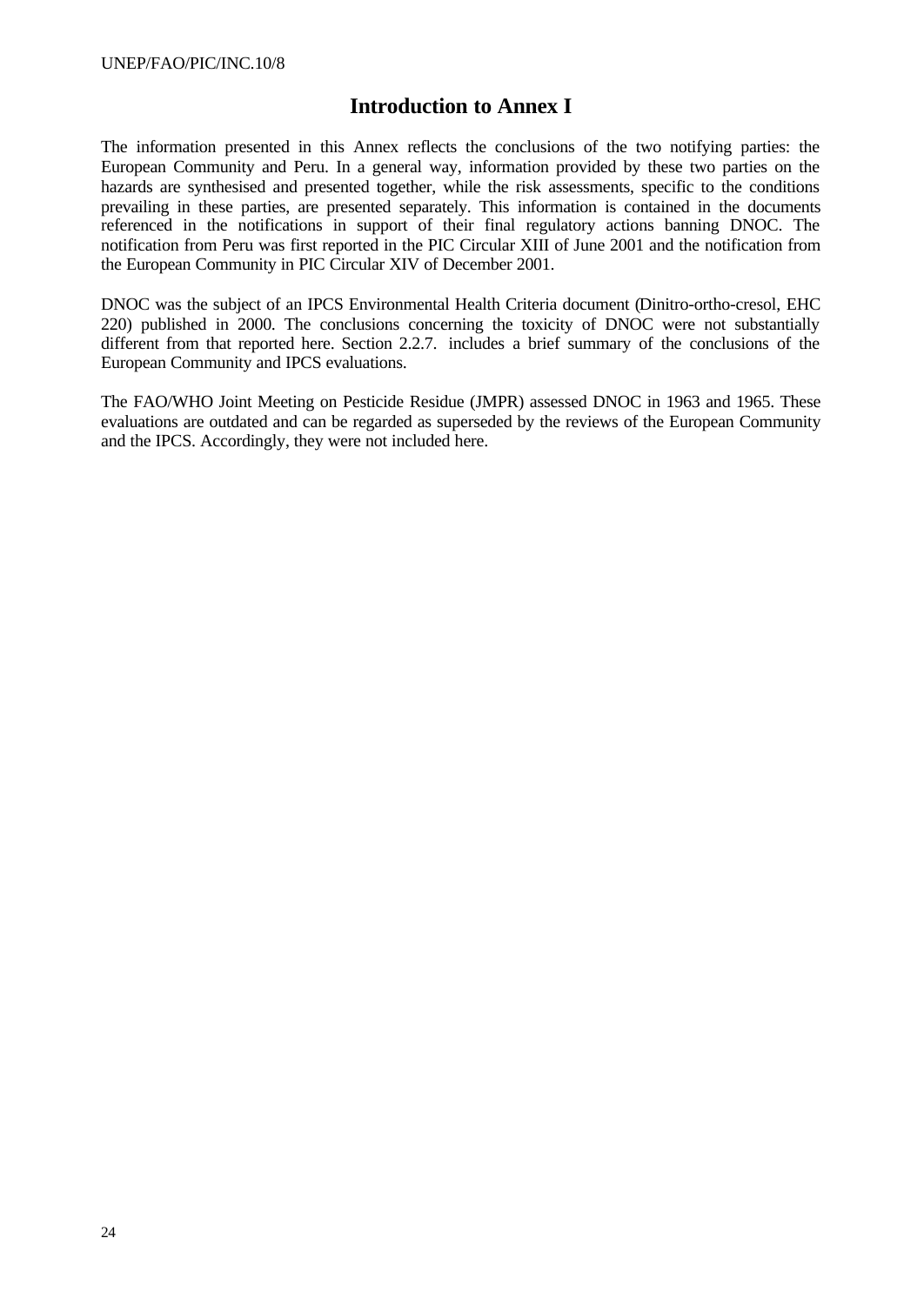# Introduction to Annex I

The information presented in this Annex reflects the conclusions of the two notifying parties: the European Community and Peru. In a general way, information provided by these two parties on the hazards are synthesised and presented together, while the risk assessments, specific to the conditions prevailing in these parties, are presented separately. This information is contained in the documents referenced in the notifications in support of their final regulatory actions banning DNOC. The notification from Peru was first reported in the PIC Circular XIII of June 2001 and the notification from the European Community in PIC Circular XIV of December 2001.

DNOC was the subject of an IPCS Environmental Health Criteria document (Dinitro-ortho-cresol, EHC 220) published in 2000. The conclusions concerning the toxicity of DNOC were not substantially different from that reported here. Section 2.2.7. includes a brief summary of the conclusions of the European Community and IPCS evaluations.

The FAO/WHO Joint Meeting on Pesticide Residue (JMPR) assessed DNOC in 1963 and 1965. These evaluations are outdated and can be regarded as superseded by the reviews of the European Community and the IPCS. Accordingly, they were not included here.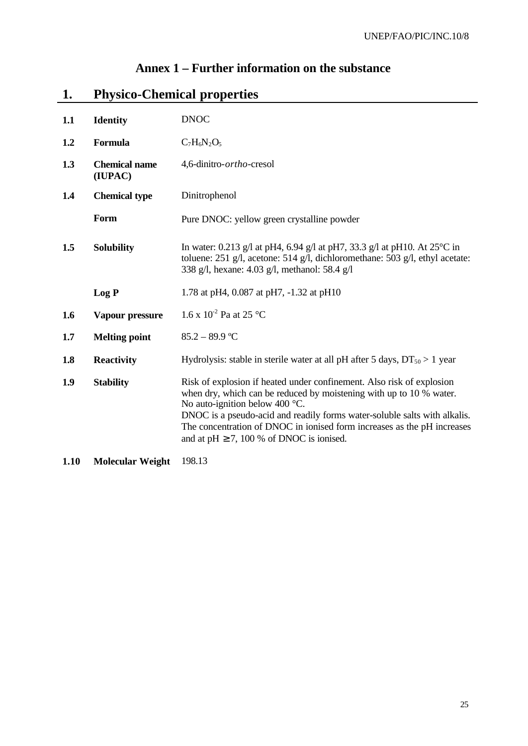# Annex 1 – Further information on the substance

## 1. Physico-Chemical properties

| | | |
|---|---|---|
| **1.1** | **Identity** | DNOC |
| **1.2** | **Formula** | $C_7H_6N_2O_5$ |
| **1.3** | **Chemical name (IUPAC)** | 4,6-dinitro-*ortho*-cresol |
| **1.4** | **Chemical type** | Dinitrophenol |
| | **Form** | Pure DNOC: yellow green crystalline powder |
| **1.5** | **Solubility** | In water: 0.213 g/l at pH4, 6.94 g/l at pH7, 33.3 g/l at pH10. At 25°C in toluene: 251 g/l, acetone: 514 g/l, dichloromethane: 503 g/l, ethyl acetate: 338 g/l, hexane: 4.03 g/l, methanol: 58.4 g/l |
| | **Log P** | 1.78 at pH4, 0.087 at pH7, -1.32 at pH10 |
| **1.6** | **Vapour pressure** | $1.6 \times 10^{-2}$ Pa at 25 °C |
| **1.7** | **Melting point** | 85.2 – 89.9 ºC |
| **1.8** | **Reactivity** | Hydrolysis: stable in sterile water at all pH after 5 days, $DT_{50}$ > 1 year |
| **1.9** | **Stability** | Risk of explosion if heated under confinement. Also risk of explosion when dry, which can be reduced by moistening with up to 10 % water. No auto-ignition below 400 °C. DNOC is a pseudo-acid and readily forms water-soluble salts with alkalis. The concentration of DNOC in ionised form increases as the pH increases and at pH $\geq$ 7, 100 % of DNOC is ionised. |
| **1.10** | **Molecular Weight** | 198.13 |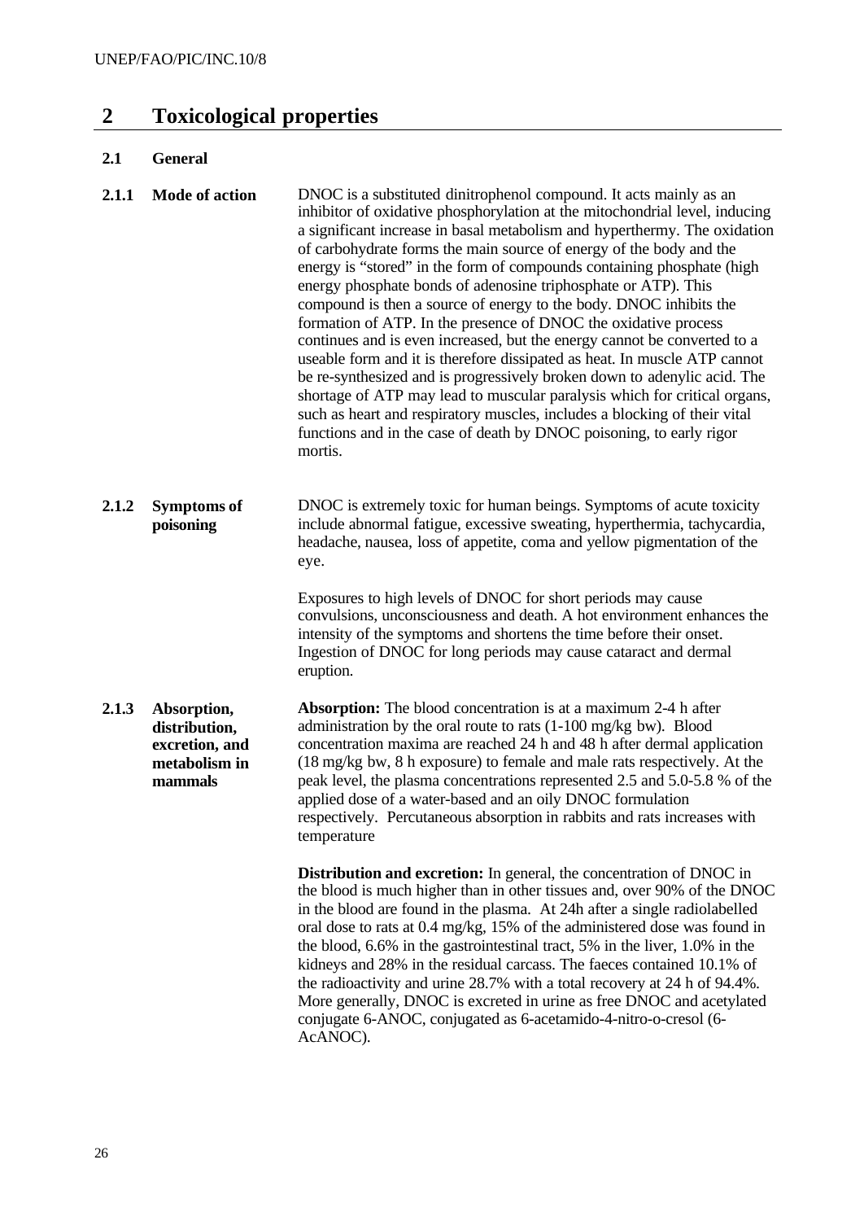# 2 Toxicological properties

## 2.1 General

### 2.1.1 Mode of action

DNOC is a substituted dinitrophenol compound. It acts mainly as an inhibitor of oxidative phosphorylation at the mitochondrial level, inducing a significant increase in basal metabolism and hyperthermy. The oxidation of carbohydrate forms the main source of energy of the body and the energy is "stored" in the form of compounds containing phosphate (high energy phosphate bonds of adenosine triphosphate or ATP). This compound is then a source of energy to the body. DNOC inhibits the formation of ATP. In the presence of DNOC the oxidative process continues and is even increased, but the energy cannot be converted to a useable form and it is therefore dissipated as heat. In muscle ATP cannot be re-synthesized and is progressively broken down to adenylic acid. The shortage of ATP may lead to muscular paralysis which for critical organs, such as heart and respiratory muscles, includes a blocking of their vital functions and in the case of death by DNOC poisoning, to early rigor mortis.

### 2.1.2 Symptoms of poisoning

DNOC is extremely toxic for human beings. Symptoms of acute toxicity include abnormal fatigue, excessive sweating, hyperthermia, tachycardia, headache, nausea, loss of appetite, coma and yellow pigmentation of the eye.

Exposures to high levels of DNOC for short periods may cause convulsions, unconsciousness and death. A hot environment enhances the intensity of the symptoms and shortens the time before their onset. Ingestion of DNOC for long periods may cause cataract and dermal eruption.

### 2.1.3 Absorption, distribution, excretion, and metabolism in mammals

**Absorption:** The blood concentration is at a maximum 2-4 h after administration by the oral route to rats (1-100 mg/kg bw). Blood concentration maxima are reached 24 h and 48 h after dermal application (18 mg/kg bw, 8 h exposure) to female and male rats respectively. At the peak level, the plasma concentrations represented 2.5 and 5.0-5.8 % of the applied dose of a water-based and an oily DNOC formulation respectively. Percutaneous absorption in rabbits and rats increases with temperature

**Distribution and excretion:** In general, the concentration of DNOC in the blood is much higher than in other tissues and, over 90% of the DNOC in the blood are found in the plasma. At 24h after a single radiolabelled oral dose to rats at 0.4 mg/kg, 15% of the administered dose was found in the blood, 6.6% in the gastrointestinal tract, 5% in the liver, 1.0% in the kidneys and 28% in the residual carcass. The faeces contained 10.1% of the radioactivity and urine 28.7% with a total recovery at 24 h of 94.4%. More generally, DNOC is excreted in urine as free DNOC and acetylated conjugate 6-ANOC, conjugated as 6-acetamido-4-nitro-o-cresol (6-AcANOC).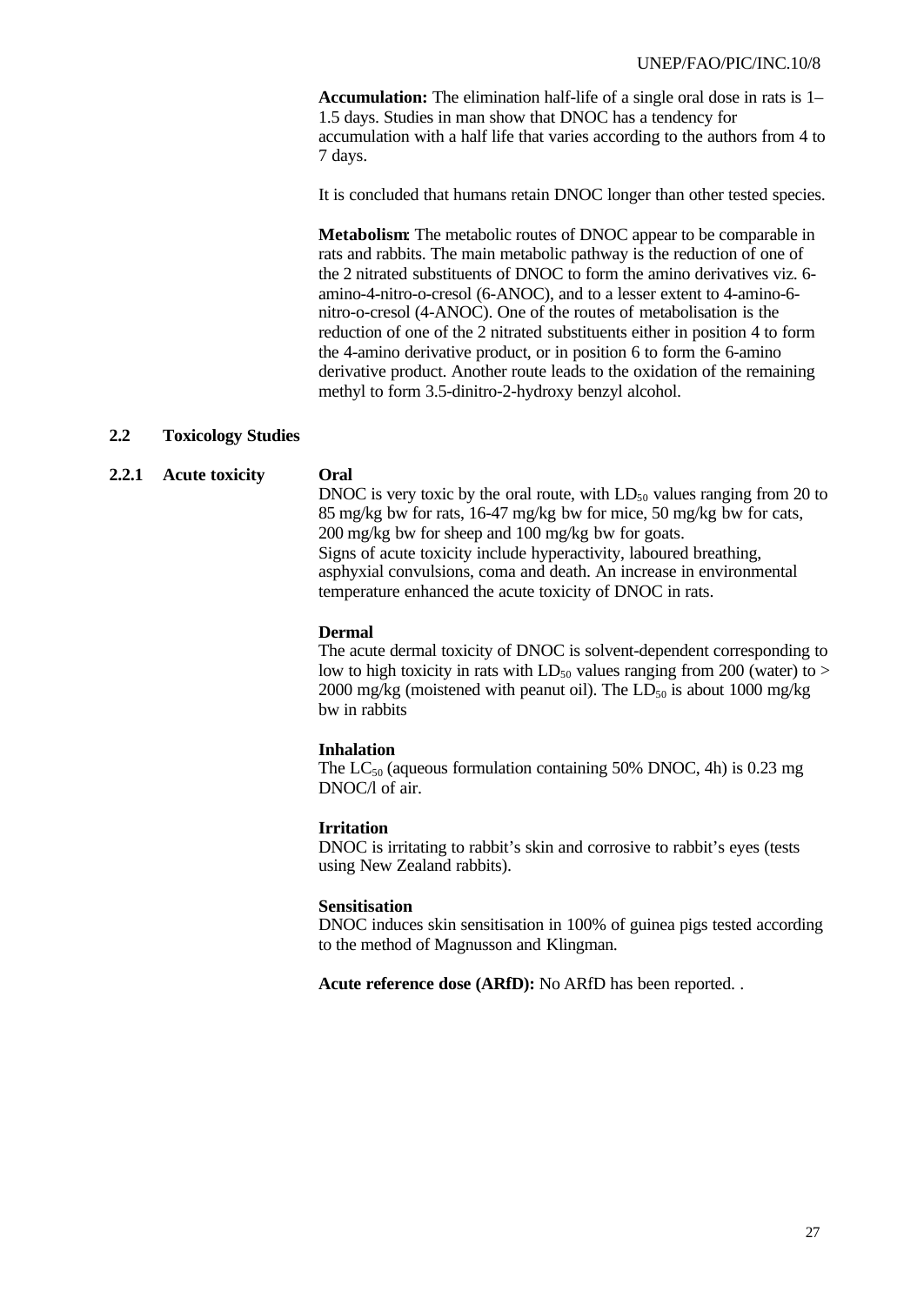**Accumulation:** The elimination half-life of a single oral dose in rats is 1–1.5 days. Studies in man show that DNOC has a tendency for accumulation with a half life that varies according to the authors from 4 to 7 days.

It is concluded that humans retain DNOC longer than other tested species.

**Metabolism**: The metabolic routes of DNOC appear to be comparable in rats and rabbits. The main metabolic pathway is the reduction of one of the 2 nitrated substituents of DNOC to form the amino derivatives viz. 6-amino-4-nitro-o-cresol (6-ANOC), and to a lesser extent to 4-amino-6-nitro-o-cresol (4-ANOC). One of the routes of metabolisation is the reduction of one of the 2 nitrated substituents either in position 4 to form the 4-amino derivative product, or in position 6 to form the 6-amino derivative product. Another route leads to the oxidation of the remaining methyl to form 3.5-dinitro-2-hydroxy benzyl alcohol.

## 2.2 Toxicology Studies

### 2.2.1 Acute toxicity

**Oral**

DNOC is very toxic by the oral route, with $LD_{50}$ values ranging from 20 to 85 mg/kg bw for rats, 16-47 mg/kg bw for mice, 50 mg/kg bw for cats, 200 mg/kg bw for sheep and 100 mg/kg bw for goats.
Signs of acute toxicity include hyperactivity, laboured breathing, asphyxial convulsions, coma and death. An increase in environmental temperature enhanced the acute toxicity of DNOC in rats.

**Dermal**

The acute dermal toxicity of DNOC is solvent-dependent corresponding to low to high toxicity in rats with $LD_{50}$ values ranging from 200 (water) to > 2000 mg/kg (moistened with peanut oil). The $LD_{50}$ is about 1000 mg/kg bw in rabbits

**Inhalation**

The $LC_{50}$ (aqueous formulation containing 50% DNOC, 4h) is 0.23 mg DNOC/l of air.

**Irritation**

DNOC is irritating to rabbit's skin and corrosive to rabbit's eyes (tests using New Zealand rabbits).

**Sensitisation**

DNOC induces skin sensitisation in 100% of guinea pigs tested according to the method of Magnusson and Klingman.

**Acute reference dose (ARfD):** No ARfD has been reported. .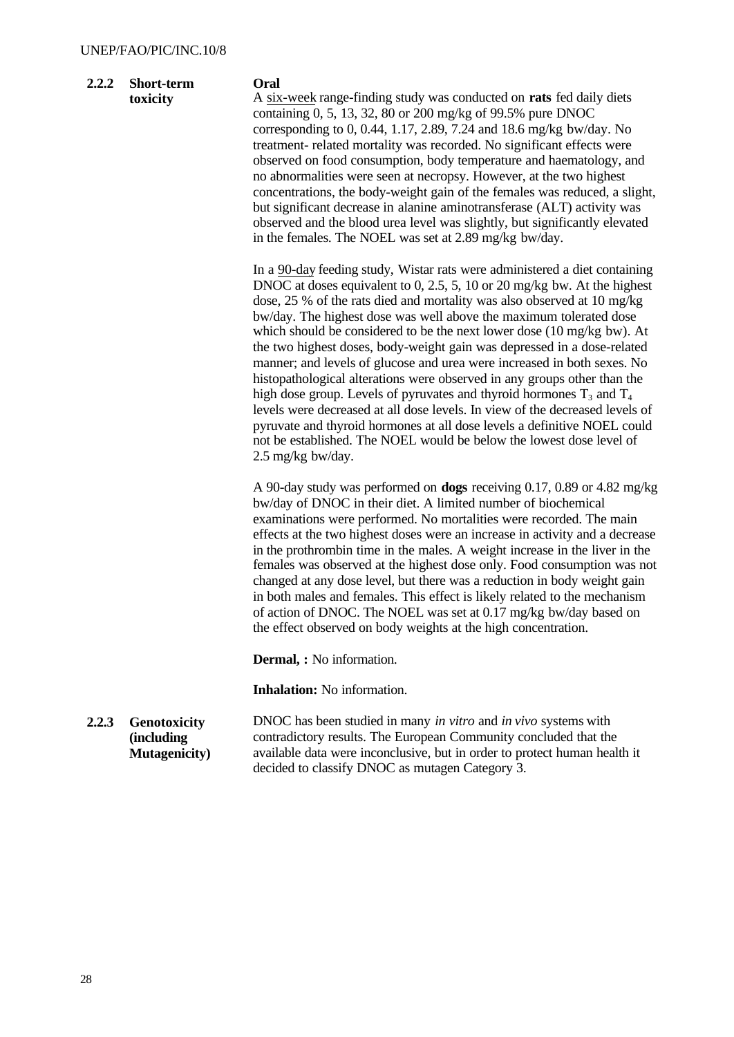### 2.2.2 Short-term toxicity

**Oral**

A six-week range-finding study was conducted on **rats** fed daily diets containing 0, 5, 13, 32, 80 or 200 mg/kg of 99.5% pure DNOC corresponding to 0, 0.44, 1.17, 2.89, 7.24 and 18.6 mg/kg bw/day. No treatment- related mortality was recorded. No significant effects were observed on food consumption, body temperature and haematology, and no abnormalities were seen at necropsy. However, at the two highest concentrations, the body-weight gain of the females was reduced, a slight, but significant decrease in alanine aminotransferase (ALT) activity was observed and the blood urea level was slightly, but significantly elevated in the females. The NOEL was set at 2.89 mg/kg bw/day.

In a 90-day feeding study, Wistar rats were administered a diet containing DNOC at doses equivalent to 0, 2.5, 5, 10 or 20 mg/kg bw. At the highest dose, 25 % of the rats died and mortality was also observed at 10 mg/kg bw/day. The highest dose was well above the maximum tolerated dose which should be considered to be the next lower dose (10 mg/kg bw). At the two highest doses, body-weight gain was depressed in a dose-related manner; and levels of glucose and urea were increased in both sexes. No histopathological alterations were observed in any groups other than the high dose group. Levels of pyruvates and thyroid hormones $T_3$ and $T_4$ levels were decreased at all dose levels. In view of the decreased levels of pyruvate and thyroid hormones at all dose levels a definitive NOEL could not be established. The NOEL would be below the lowest dose level of 2.5 mg/kg bw/day.

A 90-day study was performed on **dogs** receiving 0.17, 0.89 or 4.82 mg/kg bw/day of DNOC in their diet. A limited number of biochemical examinations were performed. No mortalities were recorded. The main effects at the two highest doses were an increase in activity and a decrease in the prothrombin time in the males. A weight increase in the liver in the females was observed at the highest dose only. Food consumption was not changed at any dose level, but there was a reduction in body weight gain in both males and females. This effect is likely related to the mechanism of action of DNOC. The NOEL was set at 0.17 mg/kg bw/day based on the effect observed on body weights at the high concentration.

**Dermal, :** No information.

**Inhalation:** No information.

### 2.2.3 Genotoxicity (including Mutagenicity)

DNOC has been studied in many *in vitro* and *in vivo* systems with contradictory results. The European Community concluded that the available data were inconclusive, but in order to protect human health it decided to classify DNOC as mutagen Category 3.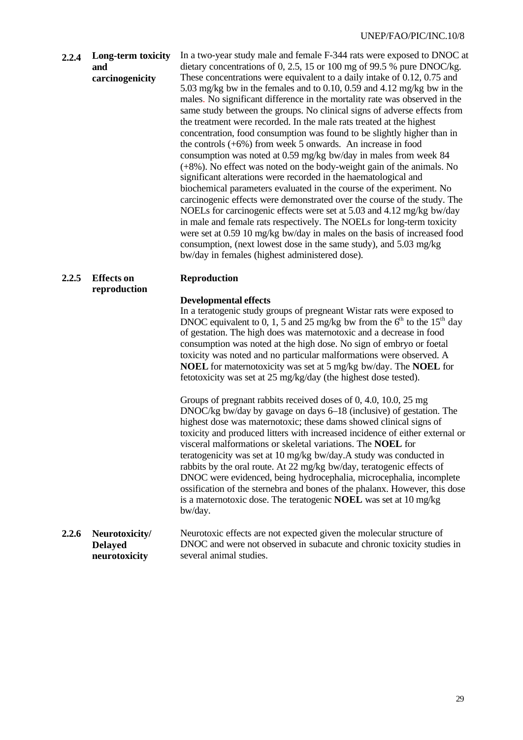**2.2.4 Long-term toxicity and carcinogenicity**

In a two-year study male and female F-344 rats were exposed to DNOC at dietary concentrations of 0, 2.5, 15 or 100 mg of 99.5 % pure DNOC/kg. These concentrations were equivalent to a daily intake of 0.12, 0.75 and 5.03 mg/kg bw in the females and to 0.10, 0.59 and 4.12 mg/kg bw in the males. No significant difference in the mortality rate was observed in the same study between the groups. No clinical signs of adverse effects from the treatment were recorded. In the male rats treated at the highest concentration, food consumption was found to be slightly higher than in the controls (+6%) from week 5 onwards. An increase in food consumption was noted at 0.59 mg/kg bw/day in males from week 84 (+8%). No effect was noted on the body-weight gain of the animals. No significant alterations were recorded in the haematological and biochemical parameters evaluated in the course of the experiment. No carcinogenic effects were demonstrated over the course of the study. The NOELs for carcinogenic effects were set at 5.03 and 4.12 mg/kg bw/day in male and female rats respectively. The NOELs for long-term toxicity were set at 0.59 10 mg/kg bw/day in males on the basis of increased food consumption, (next lowest dose in the same study), and 5.03 mg/kg bw/day in females (highest administered dose).

**2.2.5 Effects on reproduction**

**Reproduction**

**Developmental effects**

In a teratogenic study groups of pregneant Wistar rats were exposed to DNOC equivalent to 0, 1, 5 and 25 mg/kg bw from the 6[th] to the 15[th] day of gestation. The high does was maternotoxic and a decrease in food consumption was noted at the high dose. No sign of embryo or foetal toxicity was noted and no particular malformations were observed. A **NOEL** for maternotoxicity was set at 5 mg/kg bw/day. The **NOEL** for fetotoxicity was set at 25 mg/kg/day (the highest dose tested).

Groups of pregnant rabbits received doses of 0, 4.0, 10.0, 25 mg DNOC/kg bw/day by gavage on days 6–18 (inclusive) of gestation. The highest dose was maternotoxic; these dams showed clinical signs of toxicity and produced litters with increased incidence of either external or visceral malformations or skeletal variations. The **NOEL** for teratogenicity was set at 10 mg/kg bw/day.A study was conducted in rabbits by the oral route. At 22 mg/kg bw/day, teratogenic effects of DNOC were evidenced, being hydrocephalia, microcephalia, incomplete ossification of the sternebra and bones of the phalanx. However, this dose is a maternotoxic dose. The teratogenic **NOEL** was set at 10 mg/kg bw/day.

**2.2.6 Neurotoxicity/ Delayed neurotoxicity**

Neurotoxic effects are not expected given the molecular structure of DNOC and were not observed in subacute and chronic toxicity studies in several animal studies.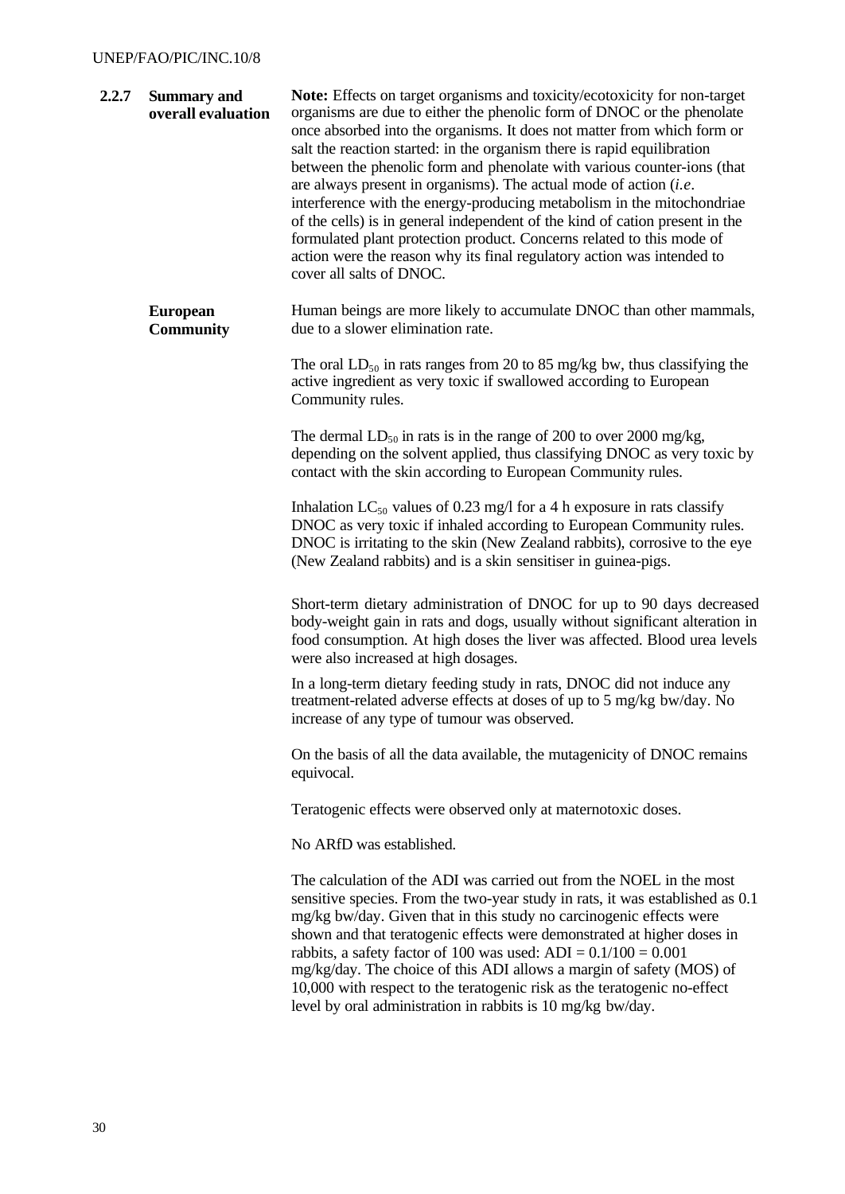**2.2.7 Summary and overall evaluation**

**Note:** Effects on target organisms and toxicity/ecotoxicity for non-target organisms are due to either the phenolic form of DNOC or the phenolate once absorbed into the organisms. It does not matter from which form or salt the reaction started: in the organism there is rapid equilibration between the phenolic form and phenolate with various counter-ions (that are always present in organisms). The actual mode of action (*i.e*. interference with the energy-producing metabolism in the mitochondriae of the cells) is in general independent of the kind of cation present in the formulated plant protection product. Concerns related to this mode of action were the reason why its final regulatory action was intended to cover all salts of DNOC.

**European Community**

Human beings are more likely to accumulate DNOC than other mammals, due to a slower elimination rate.

The oral $LD_{50}$ in rats ranges from 20 to 85 mg/kg bw, thus classifying the active ingredient as very toxic if swallowed according to European Community rules.

The dermal $LD_{50}$ in rats is in the range of 200 to over 2000 mg/kg, depending on the solvent applied, thus classifying DNOC as very toxic by contact with the skin according to European Community rules.

Inhalation $LC_{50}$ values of 0.23 mg/l for a 4 h exposure in rats classify DNOC as very toxic if inhaled according to European Community rules. DNOC is irritating to the skin (New Zealand rabbits), corrosive to the eye (New Zealand rabbits) and is a skin sensitiser in guinea-pigs.

Short-term dietary administration of DNOC for up to 90 days decreased body-weight gain in rats and dogs, usually without significant alteration in food consumption. At high doses the liver was affected. Blood urea levels were also increased at high dosages.

In a long-term dietary feeding study in rats, DNOC did not induce any treatment-related adverse effects at doses of up to 5 mg/kg bw/day. No increase of any type of tumour was observed.

On the basis of all the data available, the mutagenicity of DNOC remains equivocal.

Teratogenic effects were observed only at maternotoxic doses.

No ARfD was established.

The calculation of the ADI was carried out from the NOEL in the most sensitive species. From the two-year study in rats, it was established as 0.1 mg/kg bw/day. Given that in this study no carcinogenic effects were shown and that teratogenic effects were demonstrated at higher doses in rabbits, a safety factor of 100 was used: ADI = 0.1/100 = 0.001 mg/kg/day. The choice of this ADI allows a margin of safety (MOS) of 10,000 with respect to the teratogenic risk as the teratogenic no-effect level by oral administration in rabbits is 10 mg/kg bw/day.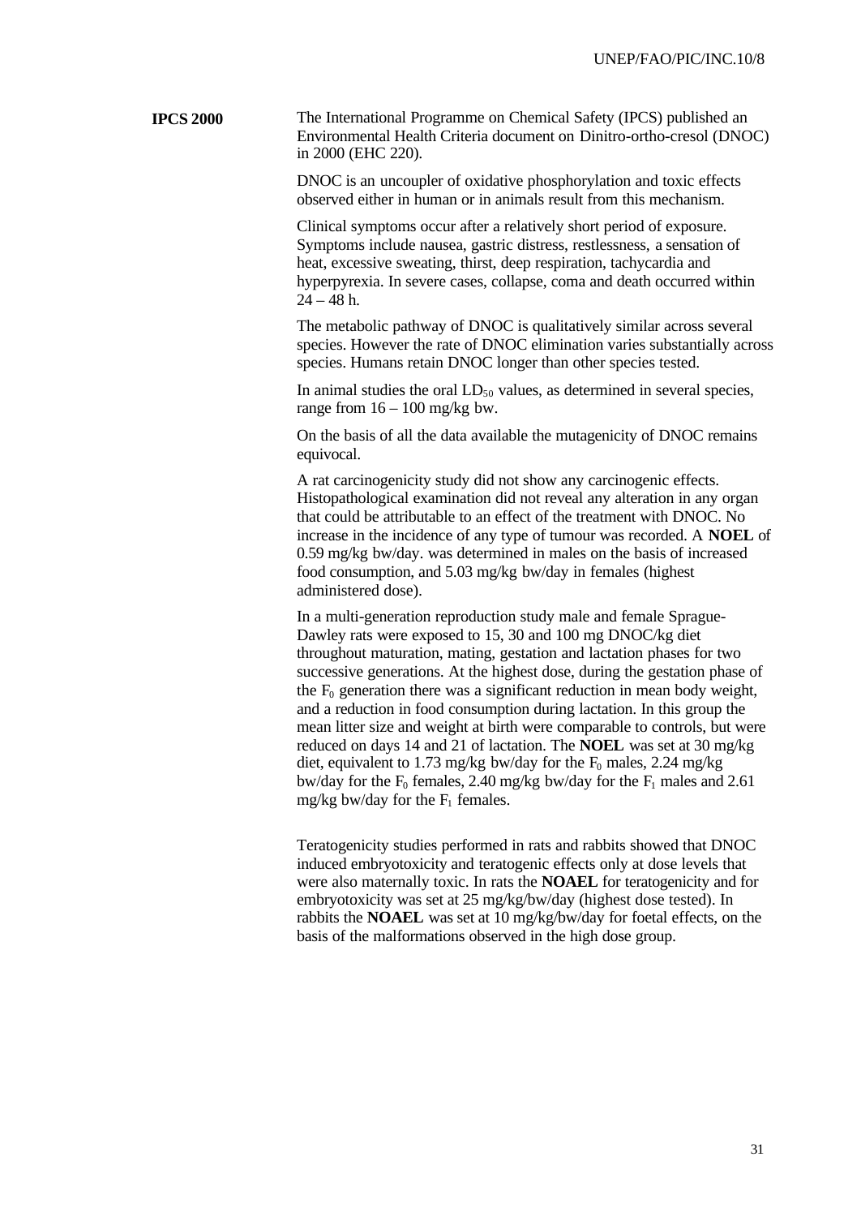**IPCS 2000**

The International Programme on Chemical Safety (IPCS) published an Environmental Health Criteria document on Dinitro-ortho-cresol (DNOC) in 2000 (EHC 220).

DNOC is an uncoupler of oxidative phosphorylation and toxic effects observed either in human or in animals result from this mechanism.

Clinical symptoms occur after a relatively short period of exposure. Symptoms include nausea, gastric distress, restlessness, a sensation of heat, excessive sweating, thirst, deep respiration, tachycardia and hyperpyrexia. In severe cases, collapse, coma and death occurred within 24 – 48 h.

The metabolic pathway of DNOC is qualitatively similar across several species. However the rate of DNOC elimination varies substantially across species. Humans retain DNOC longer than other species tested.

In animal studies the oral $LD_{50}$ values, as determined in several species, range from 16 – 100 mg/kg bw.

On the basis of all the data available the mutagenicity of DNOC remains equivocal.

A rat carcinogenicity study did not show any carcinogenic effects. Histopathological examination did not reveal any alteration in any organ that could be attributable to an effect of the treatment with DNOC. No increase in the incidence of any type of tumour was recorded. A **NOEL** of 0.59 mg/kg bw/day. was determined in males on the basis of increased food consumption, and 5.03 mg/kg bw/day in females (highest administered dose).

In a multi-generation reproduction study male and female Sprague-Dawley rats were exposed to 15, 30 and 100 mg DNOC/kg diet throughout maturation, mating, gestation and lactation phases for two successive generations. At the highest dose, during the gestation phase of the $F_0$ generation there was a significant reduction in mean body weight, and a reduction in food consumption during lactation. In this group the mean litter size and weight at birth were comparable to controls, but were reduced on days 14 and 21 of lactation. The **NOEL** was set at 30 mg/kg diet, equivalent to 1.73 mg/kg bw/day for the $F_0$ males, 2.24 mg/kg bw/day for the $F_0$ females, 2.40 mg/kg bw/day for the $F_1$ males and 2.61 mg/kg bw/day for the $F_1$ females.

Teratogenicity studies performed in rats and rabbits showed that DNOC induced embryotoxicity and teratogenic effects only at dose levels that were also maternally toxic. In rats the **NOAEL** for teratogenicity and for embryotoxicity was set at 25 mg/kg/bw/day (highest dose tested). In rabbits the **NOAEL** was set at 10 mg/kg/bw/day for foetal effects, on the basis of the malformations observed in the high dose group.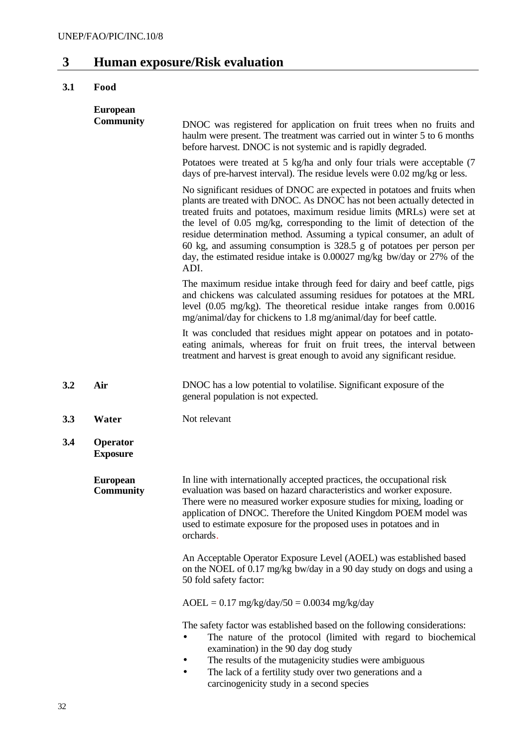# 3 Human exposure/Risk evaluation

## 3.1 Food

**European Community**

DNOC was registered for application on fruit trees when no fruits and haulm were present. The treatment was carried out in winter 5 to 6 months before harvest. DNOC is not systemic and is rapidly degraded.

Potatoes were treated at 5 kg/ha and only four trials were acceptable (7 days of pre-harvest interval). The residue levels were 0.02 mg/kg or less.

No significant residues of DNOC are expected in potatoes and fruits when plants are treated with DNOC. As DNOC has not been actually detected in treated fruits and potatoes, maximum residue limits (MRLs) were set at the level of 0.05 mg/kg, corresponding to the limit of detection of the residue determination method. Assuming a typical consumer, an adult of 60 kg, and assuming consumption is 328.5 g of potatoes per person per day, the estimated residue intake is 0.00027 mg/kg bw/day or 27% of the ADI.

The maximum residue intake through feed for dairy and beef cattle, pigs and chickens was calculated assuming residues for potatoes at the MRL level (0.05 mg/kg). The theoretical residue intake ranges from 0.0016 mg/animal/day for chickens to 1.8 mg/animal/day for beef cattle.

It was concluded that residues might appear on potatoes and in potato-eating animals, whereas for fruit on fruit trees, the interval between treatment and harvest is great enough to avoid any significant residue.

## 3.2 Air

DNOC has a low potential to volatilise. Significant exposure of the general population is not expected.

## 3.3 Water

Not relevant

## 3.4 Operator Exposure

**European Community**

In line with internationally accepted practices, the occupational risk evaluation was based on hazard characteristics and worker exposure. There were no measured worker exposure studies for mixing, loading or application of DNOC. Therefore the United Kingdom POEM model was used to estimate exposure for the proposed uses in potatoes and in orchards.

An Acceptable Operator Exposure Level (AOEL) was established based on the NOEL of 0.17 mg/kg bw/day in a 90 day study on dogs and using a 50 fold safety factor:

AOEL = 0.17 mg/kg/day/50 = 0.0034 mg/kg/day

The safety factor was established based on the following considerations:

- The nature of the protocol (limited with regard to biochemical examination) in the 90 day dog study
- The results of the mutagenicity studies were ambiguous
- The lack of a fertility study over two generations and a carcinogenicity study in a second species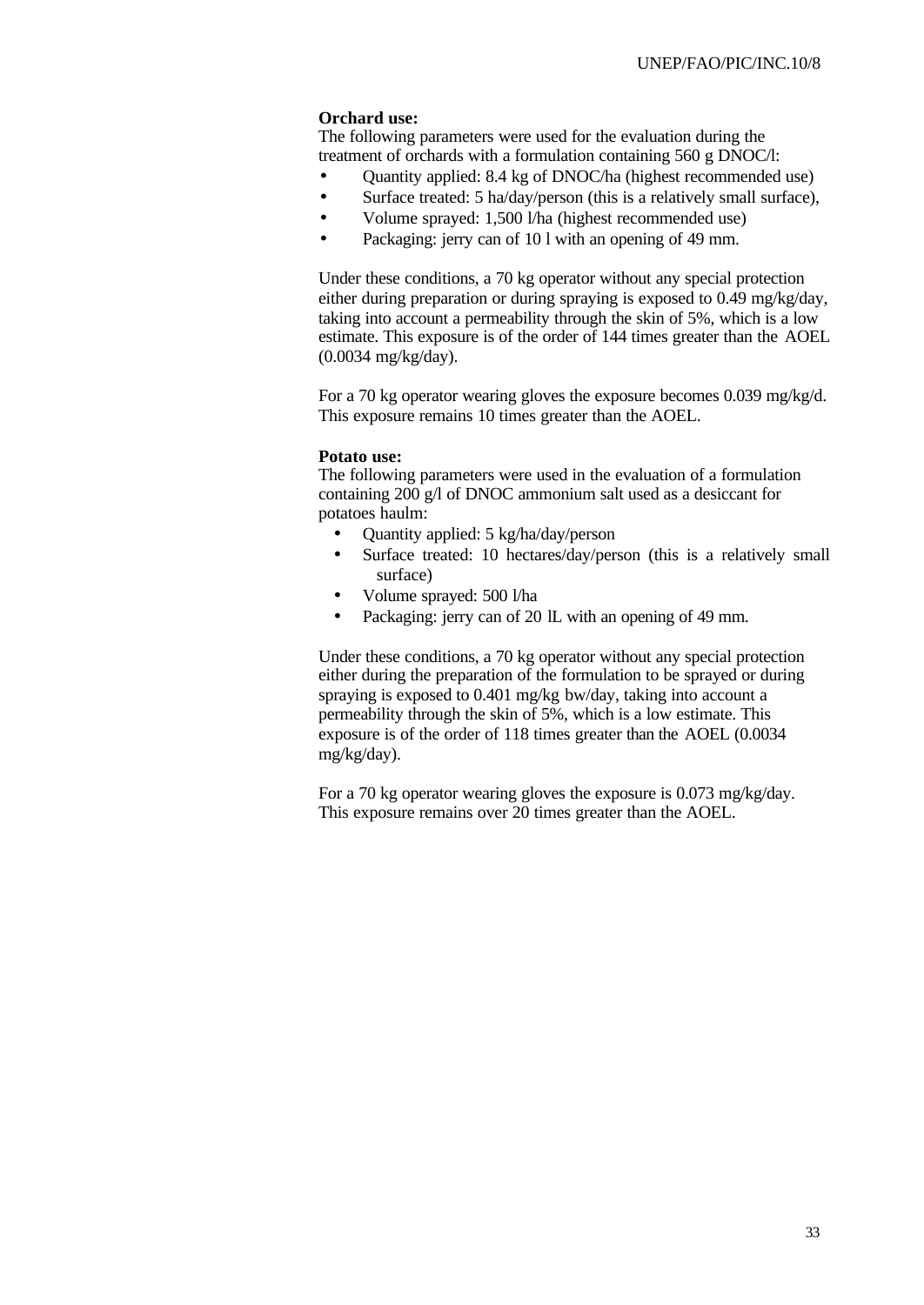**Orchard use:**
The following parameters were used for the evaluation during the treatment of orchards with a formulation containing 560 g DNOC/l:

- Quantity applied: 8.4 kg of DNOC/ha (highest recommended use)
- Surface treated: 5 ha/day/person (this is a relatively small surface),
- Volume sprayed: 1,500 l/ha (highest recommended use)
- Packaging: jerry can of 10 l with an opening of 49 mm.

Under these conditions, a 70 kg operator without any special protection either during preparation or during spraying is exposed to 0.49 mg/kg/day, taking into account a permeability through the skin of 5%, which is a low estimate. This exposure is of the order of 144 times greater than the AOEL (0.0034 mg/kg/day).

For a 70 kg operator wearing gloves the exposure becomes 0.039 mg/kg/d. This exposure remains 10 times greater than the AOEL.

**Potato use:**
The following parameters were used in the evaluation of a formulation containing 200 g/l of DNOC ammonium salt used as a desiccant for potatoes haulm:

- Quantity applied: 5 kg/ha/day/person
- Surface treated: 10 hectares/day/person (this is a relatively small surface)
- Volume sprayed: 500 l/ha
- Packaging: jerry can of 20 lL with an opening of 49 mm.

Under these conditions, a 70 kg operator without any special protection either during the preparation of the formulation to be sprayed or during spraying is exposed to 0.401 mg/kg bw/day, taking into account a permeability through the skin of 5%, which is a low estimate. This exposure is of the order of 118 times greater than the AOEL (0.0034 mg/kg/day).

For a 70 kg operator wearing gloves the exposure is 0.073 mg/kg/day. This exposure remains over 20 times greater than the AOEL.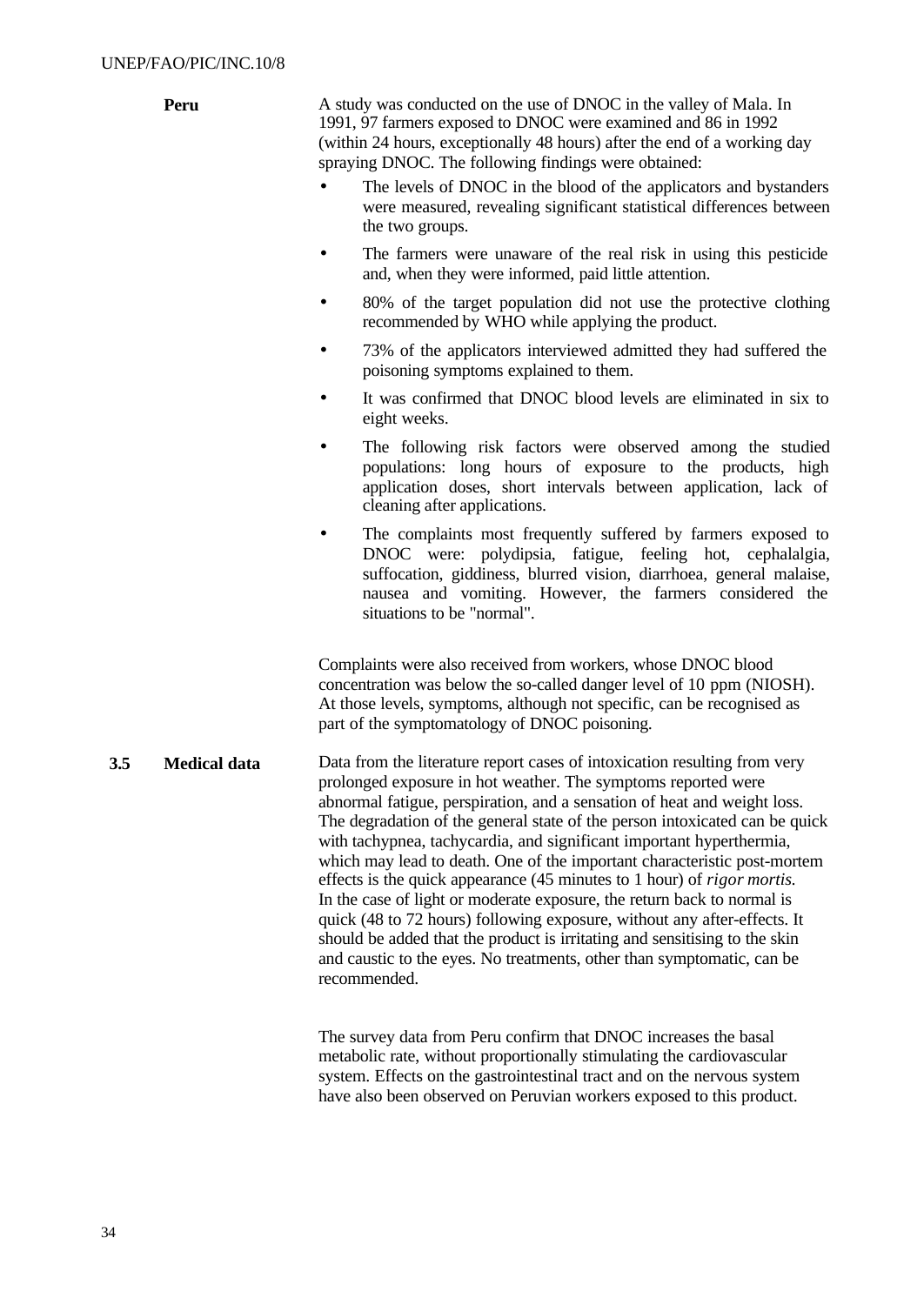**Peru**

A study was conducted on the use of DNOC in the valley of Mala. In 1991, 97 farmers exposed to DNOC were examined and 86 in 1992 (within 24 hours, exceptionally 48 hours) after the end of a working day spraying DNOC. The following findings were obtained:

- The levels of DNOC in the blood of the applicators and bystanders were measured, revealing significant statistical differences between the two groups.
- The farmers were unaware of the real risk in using this pesticide and, when they were informed, paid little attention.
- 80% of the target population did not use the protective clothing recommended by WHO while applying the product.
- 73% of the applicators interviewed admitted they had suffered the poisoning symptoms explained to them.
- It was confirmed that DNOC blood levels are eliminated in six to eight weeks.
- The following risk factors were observed among the studied populations: long hours of exposure to the products, high application doses, short intervals between application, lack of cleaning after applications.
- The complaints most frequently suffered by farmers exposed to DNOC were: polydipsia, fatigue, feeling hot, cephalalgia, suffocation, giddiness, blurred vision, diarrhoea, general malaise, nausea and vomiting. However, the farmers considered the situations to be "normal".

Complaints were also received from workers, whose DNOC blood concentration was below the so-called danger level of 10 ppm (NIOSH). At those levels, symptoms, although not specific, can be recognised as part of the symptomatology of DNOC poisoning.

## 3.5 Medical data

Data from the literature report cases of intoxication resulting from very prolonged exposure in hot weather. The symptoms reported were abnormal fatigue, perspiration, and a sensation of heat and weight loss. The degradation of the general state of the person intoxicated can be quick with tachypnea, tachycardia, and significant important hyperthermia, which may lead to death. One of the important characteristic post-mortem effects is the quick appearance (45 minutes to 1 hour) of *rigor mortis*. In the case of light or moderate exposure, the return back to normal is quick (48 to 72 hours) following exposure, without any after-effects. It should be added that the product is irritating and sensitising to the skin and caustic to the eyes. No treatments, other than symptomatic, can be recommended.

The survey data from Peru confirm that DNOC increases the basal metabolic rate, without proportionally stimulating the cardiovascular system. Effects on the gastrointestinal tract and on the nervous system have also been observed on Peruvian workers exposed to this product.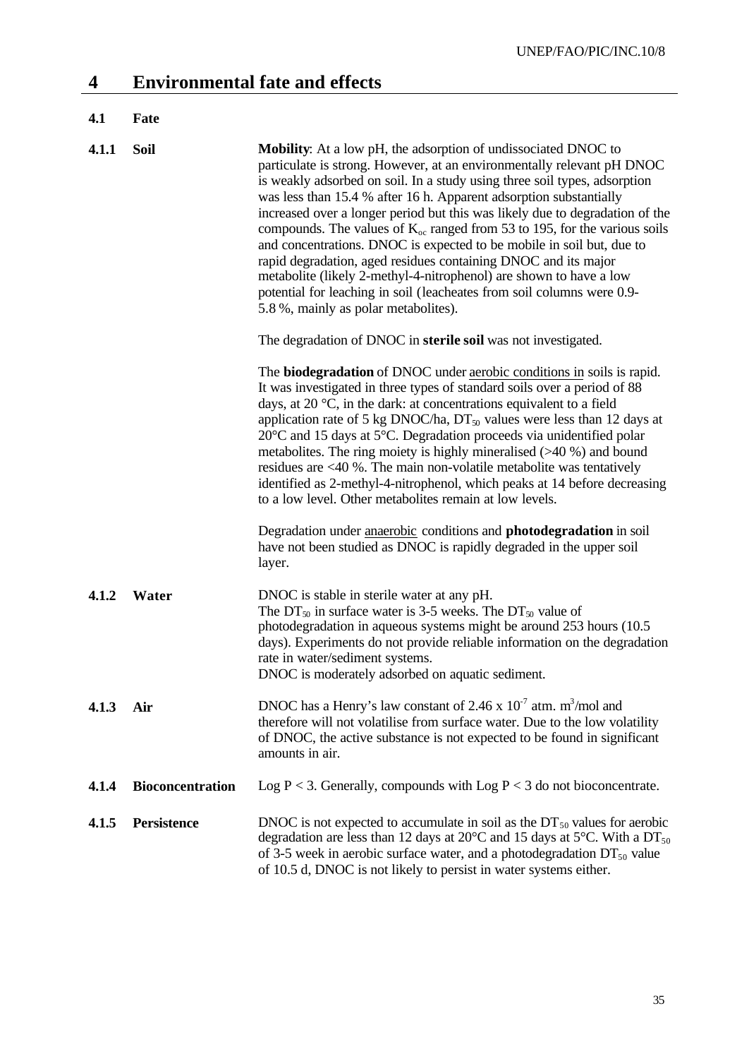# 4 Environmental fate and effects

## 4.1 Fate

### 4.1.1 Soil

**Mobility**: At a low pH, the adsorption of undissociated DNOC to particulate is strong. However, at an environmentally relevant pH DNOC is weakly adsorbed on soil. In a study using three soil types, adsorption was less than 15.4 % after 16 h. Apparent adsorption substantially increased over a longer period but this was likely due to degradation of the compounds. The values of $K_{oc}$ ranged from 53 to 195, for the various soils and concentrations. DNOC is expected to be mobile in soil but, due to rapid degradation, aged residues containing DNOC and its major metabolite (likely 2-methyl-4-nitrophenol) are shown to have a low potential for leaching in soil (leacheates from soil columns were 0.9-5.8 %, mainly as polar metabolites).

The degradation of DNOC in **sterile soil** was not investigated.

The **biodegradation** of DNOC under aerobic conditions in soils is rapid. It was investigated in three types of standard soils over a period of 88 days, at 20 °C, in the dark: at concentrations equivalent to a field application rate of 5 kg DNOC/ha, $DT_{50}$ values were less than 12 days at 20°C and 15 days at 5°C. Degradation proceeds via unidentified polar metabolites. The ring moiety is highly mineralised (>40 %) and bound residues are <40 %. The main non-volatile metabolite was tentatively identified as 2-methyl-4-nitrophenol, which peaks at 14 before decreasing to a low level. Other metabolites remain at low levels.

Degradation under anaerobic conditions and **photodegradation** in soil have not been studied as DNOC is rapidly degraded in the upper soil layer.

### 4.1.2 Water

DNOC is stable in sterile water at any pH.
The $DT_{50}$ in surface water is 3-5 weeks. The $DT_{50}$ value of photodegradation in aqueous systems might be around 253 hours (10.5 days). Experiments do not provide reliable information on the degradation rate in water/sediment systems.
DNOC is moderately adsorbed on aquatic sediment.

### 4.1.3 Air

DNOC has a Henry's law constant of $2.46 \times 10^{-7}$ atm. $m^3$/mol and therefore will not volatilise from surface water. Due to the low volatility of DNOC, the active substance is not expected to be found in significant amounts in air.

### 4.1.4 Bioconcentration

Log P < 3. Generally, compounds with Log P < 3 do not bioconcentrate.

### 4.1.5 Persistence

DNOC is not expected to accumulate in soil as the $DT_{50}$ values for aerobic degradation are less than 12 days at 20°C and 15 days at 5°C. With a $DT_{50}$ of 3-5 week in aerobic surface water, and a photodegradation $DT_{50}$ value of 10.5 d, DNOC is not likely to persist in water systems either.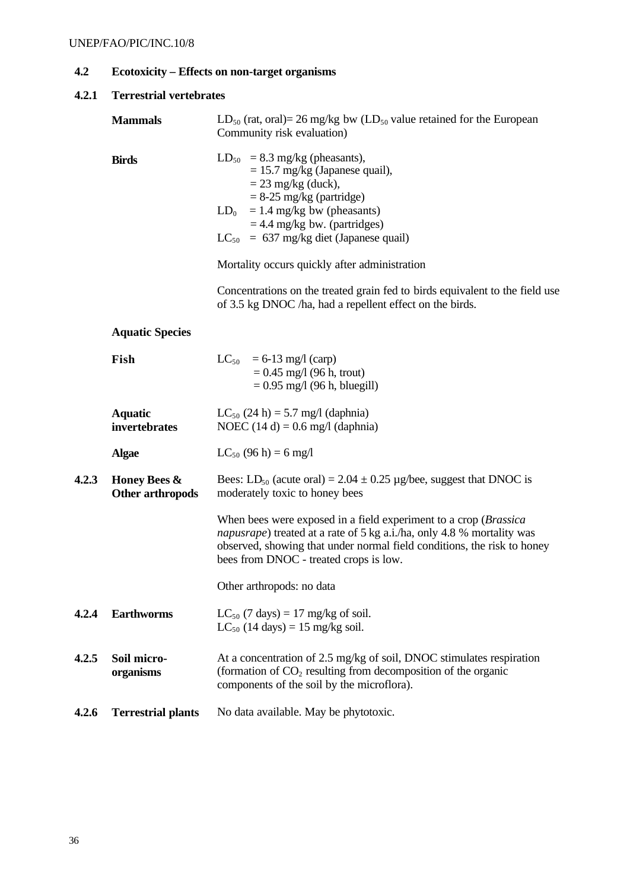## 4.2 Ecotoxicity – Effects on non-target organisms

### 4.2.1 Terrestrial vertebrates

**Mammals**

$LD_{50}$ (rat, oral)= 26 mg/kg bw ($LD_{50}$ value retained for the European Community risk evaluation)

**Birds**

$LD_{50}$ = 8.3 mg/kg (pheasants),
= 15.7 mg/kg (Japanese quail),
= 23 mg/kg (duck),
= 8-25 mg/kg (partridge)
$LD_0$ = 1.4 mg/kg bw (pheasants)
= 4.4 mg/kg bw. (partridges)
$LC_{50}$ = 637 mg/kg diet (Japanese quail)

Mortality occurs quickly after administration

Concentrations on the treated grain fed to birds equivalent to the field use of 3.5 kg DNOC /ha, had a repellent effect on the birds.

**Aquatic Species**

**Fish**

$LC_{50}$ = 6-13 mg/l (carp)
= 0.45 mg/l (96 h, trout)
= 0.95 mg/l (96 h, bluegill)

**Aquatic invertebrates**

$LC_{50}$ (24 h) = 5.7 mg/l (daphnia)
NOEC (14 d) = 0.6 mg/l (daphnia)

**Algae**

$LC_{50}$ (96 h) = 6 mg/l

### 4.2.3 Honey Bees & Other arthropods

Bees: $LD_{50}$ (acute oral) = 2.04 ± 0.25 µg/bee, suggest that DNOC is moderately toxic to honey bees

When bees were exposed in a field experiment to a crop (*Brassica napusrape*) treated at a rate of 5 kg a.i./ha, only 4.8 % mortality was observed, showing that under normal field conditions, the risk to honey bees from DNOC - treated crops is low.

Other arthropods: no data

### 4.2.4 Earthworms

$LC_{50}$ (7 days) = 17 mg/kg of soil.
$LC_{50}$ (14 days) = 15 mg/kg soil.

### 4.2.5 Soil micro-organisms

At a concentration of 2.5 mg/kg of soil, DNOC stimulates respiration (formation of $CO_2$ resulting from decomposition of the organic components of the soil by the microflora).

### 4.2.6 Terrestrial plants

No data available. May be phytotoxic.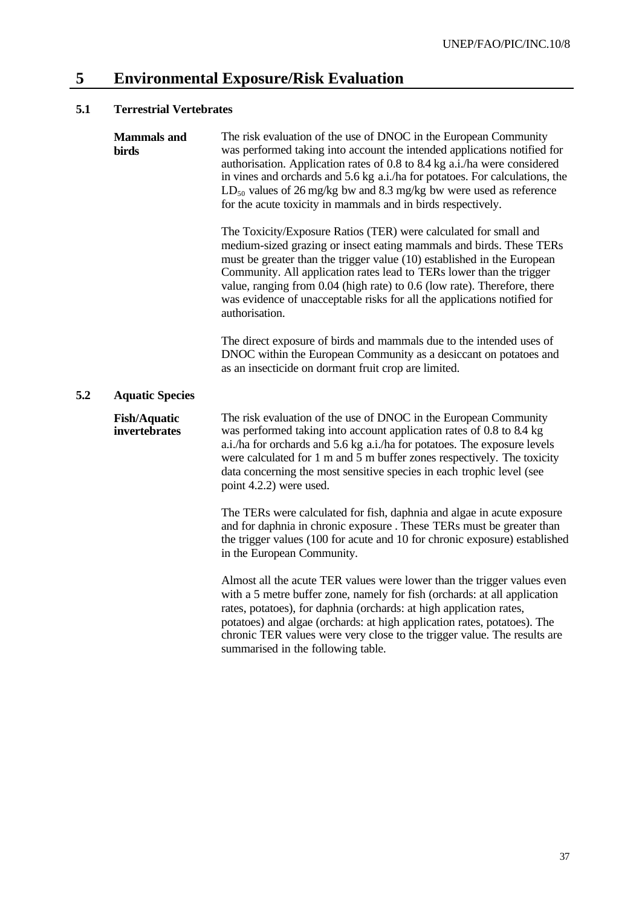# 5 Environmental Exposure/Risk Evaluation

## 5.1 Terrestrial Vertebrates

**Mammals and birds**

The risk evaluation of the use of DNOC in the European Community was performed taking into account the intended applications notified for authorisation. Application rates of 0.8 to 8.4 kg a.i./ha were considered in vines and orchards and 5.6 kg a.i./ha for potatoes. For calculations, the $LD_{50}$ values of 26 mg/kg bw and 8.3 mg/kg bw were used as reference for the acute toxicity in mammals and in birds respectively.

The Toxicity/Exposure Ratios (TER) were calculated for small and medium-sized grazing or insect eating mammals and birds. These TERs must be greater than the trigger value (10) established in the European Community. All application rates lead to TERs lower than the trigger value, ranging from 0.04 (high rate) to 0.6 (low rate). Therefore, there was evidence of unacceptable risks for all the applications notified for authorisation.

The direct exposure of birds and mammals due to the intended uses of DNOC within the European Community as a desiccant on potatoes and as an insecticide on dormant fruit crop are limited.

## 5.2 Aquatic Species

**Fish/Aquatic invertebrates**

The risk evaluation of the use of DNOC in the European Community was performed taking into account application rates of 0.8 to 8.4 kg a.i./ha for orchards and 5.6 kg a.i./ha for potatoes. The exposure levels were calculated for 1 m and 5 m buffer zones respectively. The toxicity data concerning the most sensitive species in each trophic level (see point 4.2.2) were used.

The TERs were calculated for fish, daphnia and algae in acute exposure and for daphnia in chronic exposure . These TERs must be greater than the trigger values (100 for acute and 10 for chronic exposure) established in the European Community.

Almost all the acute TER values were lower than the trigger values even with a 5 metre buffer zone, namely for fish (orchards: at all application rates, potatoes), for daphnia (orchards: at high application rates, potatoes) and algae (orchards: at high application rates, potatoes). The chronic TER values were very close to the trigger value. The results are summarised in the following table.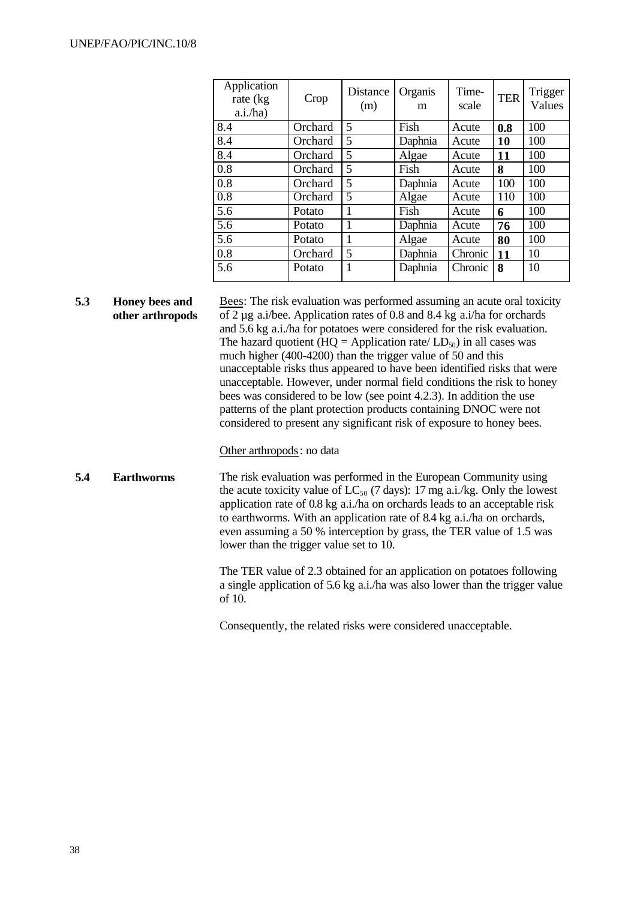| Application rate (kg a.i./ha) | Crop | Distance (m) | Organism | Time-scale | TER | Trigger Values |
|---|---|---|---|---|---|---|
| 8.4 | Orchard | 5 | Fish | Acute | **0.8** | 100 |
| 8.4 | Orchard | 5 | Daphnia | Acute | **10** | 100 |
| 8.4 | Orchard | 5 | Algae | Acute | **11** | 100 |
| 0.8 | Orchard | 5 | Fish | Acute | **8** | 100 |
| 0.8 | Orchard | 5 | Daphnia | Acute | 100 | 100 |
| 0.8 | Orchard | 5 | Algae | Acute | 110 | 100 |
| 5.6 | Potato | 1 | Fish | Acute | **6** | 100 |
| 5.6 | Potato | 1 | Daphnia | Acute | **76** | 100 |
| 5.6 | Potato | 1 | Algae | Acute | **80** | 100 |
| 0.8 | Orchard | 5 | Daphnia | Chronic | **11** | 10 |
| 5.6 | Potato | 1 | Daphnia | Chronic | **8** | 10 |

**5.3 Honey bees and other arthropods**

Bees: The risk evaluation was performed assuming an acute oral toxicity of 2 µg a.i/bee. Application rates of 0.8 and 8.4 kg a.i/ha for orchards and 5.6 kg a.i./ha for potatoes were considered for the risk evaluation. The hazard quotient (HQ = Application rate/ $LD_{50}$) in all cases was much higher (400-4200) than the trigger value of 50 and this unacceptable risks thus appeared to have been identified risks that were unacceptable. However, under normal field conditions the risk to honey bees was considered to be low (see point 4.2.3). In addition the use patterns of the plant protection products containing DNOC were not considered to present any significant risk of exposure to honey bees.

Other arthropods: no data

**5.4 Earthworms**

The risk evaluation was performed in the European Community using the acute toxicity value of $LC_{50}$ (7 days): 17 mg a.i./kg. Only the lowest application rate of 0.8 kg a.i./ha on orchards leads to an acceptable risk to earthworms. With an application rate of 8.4 kg a.i./ha on orchards, even assuming a 50 % interception by grass, the TER value of 1.5 was lower than the trigger value set to 10.

The TER value of 2.3 obtained for an application on potatoes following a single application of 5.6 kg a.i./ha was also lower than the trigger value of 10.

Consequently, the related risks were considered unacceptable.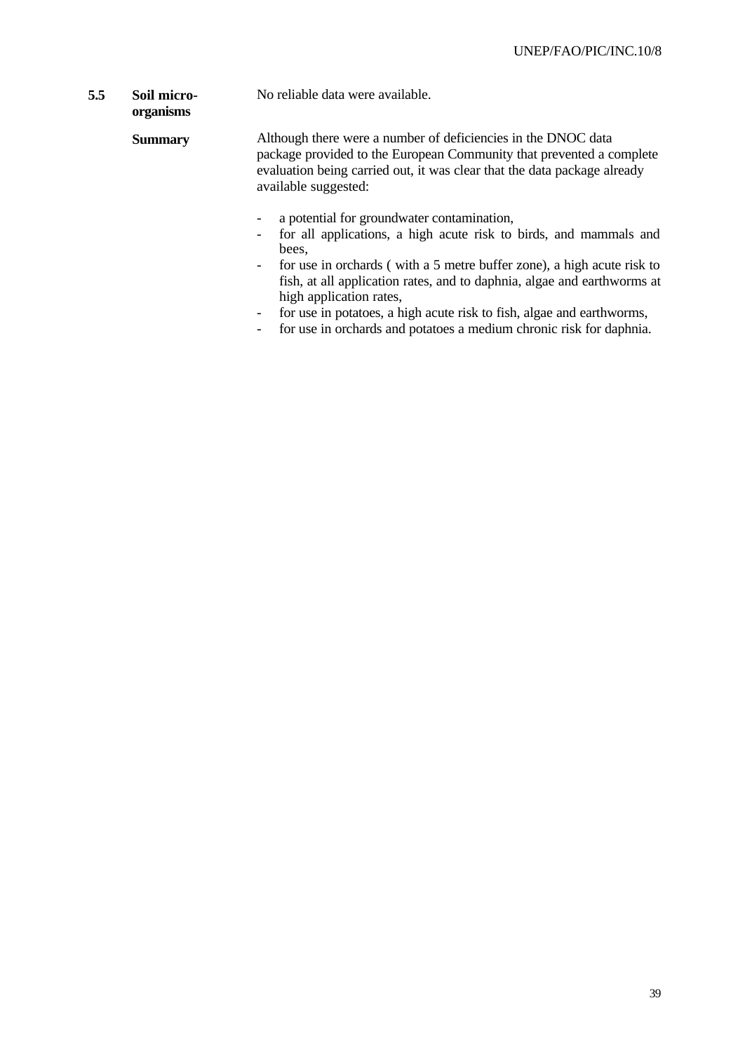**5.5 Soil micro-organisms**

No reliable data were available.

**Summary**

Although there were a number of deficiencies in the DNOC data package provided to the European Community that prevented a complete evaluation being carried out, it was clear that the data package already available suggested:

- a potential for groundwater contamination,
- for all applications, a high acute risk to birds, and mammals and bees,
- for use in orchards ( with a 5 metre buffer zone), a high acute risk to fish, at all application rates, and to daphnia, algae and earthworms at high application rates,
- for use in potatoes, a high acute risk to fish, algae and earthworms,
- for use in orchards and potatoes a medium chronic risk for daphnia.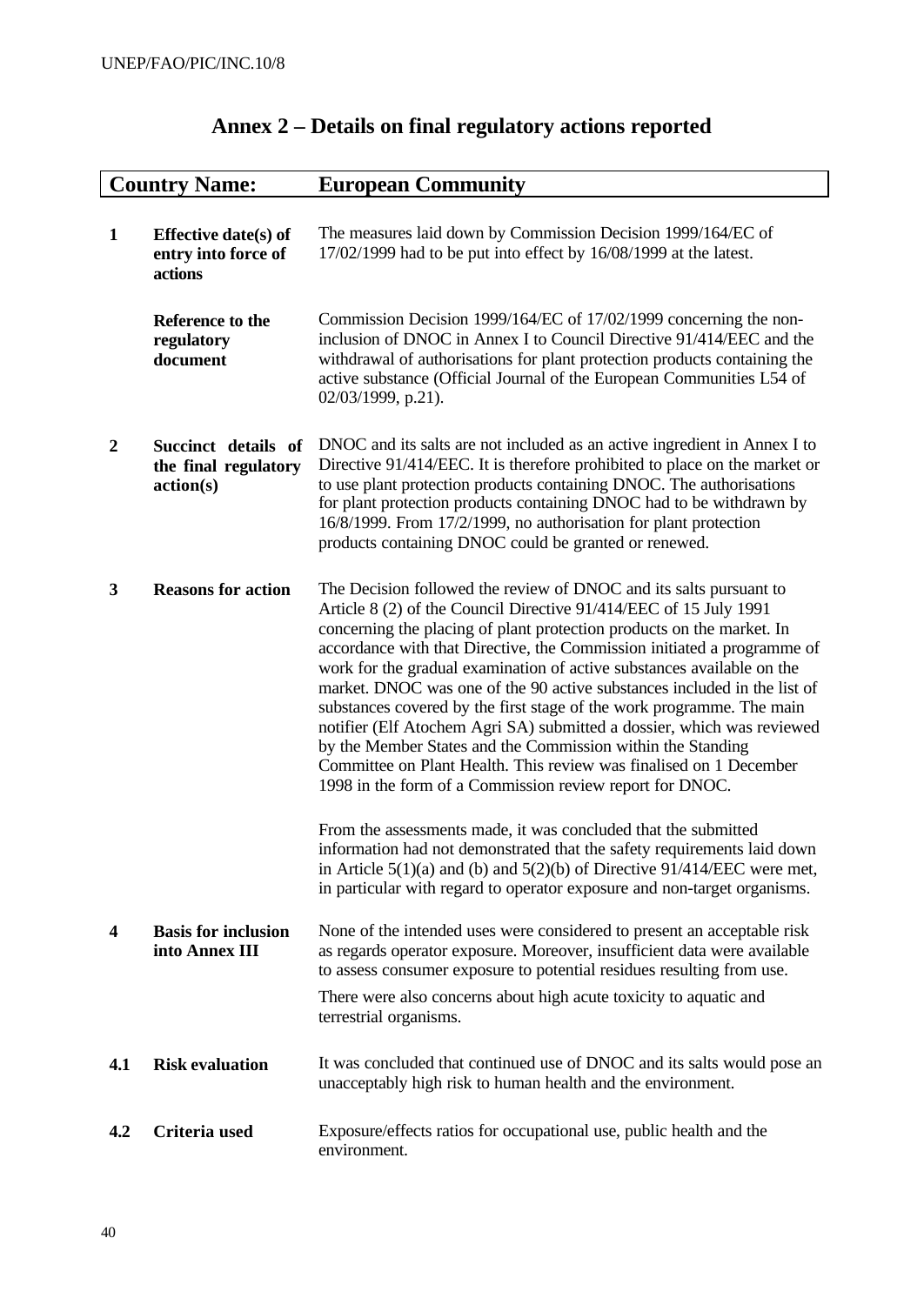# Annex 2 – Details on final regulatory actions reported

| **Country Name:** | | **European Community** |
|---|---|---|
| **1** | **Effective date(s) of entry into force of actions** | The measures laid down by Commission Decision 1999/164/EC of 17/02/1999 had to be put into effect by 16/08/1999 at the latest. |
| | **Reference to the regulatory document** | Commission Decision 1999/164/EC of 17/02/1999 concerning the non-inclusion of DNOC in Annex I to Council Directive 91/414/EEC and the withdrawal of authorisations for plant protection products containing the active substance (Official Journal of the European Communities L54 of 02/03/1999, p.21). |
| **2** | **Succinct details of the final regulatory action(s)** | DNOC and its salts are not included as an active ingredient in Annex I to Directive 91/414/EEC. It is therefore prohibited to place on the market or to use plant protection products containing DNOC. The authorisations for plant protection products containing DNOC had to be withdrawn by 16/8/1999. From 17/2/1999, no authorisation for plant protection products containing DNOC could be granted or renewed. |
| **3** | **Reasons for action** | The Decision followed the review of DNOC and its salts pursuant to Article 8 (2) of the Council Directive 91/414/EEC of 15 July 1991 concerning the placing of plant protection products on the market. In accordance with that Directive, the Commission initiated a programme of work for the gradual examination of active substances available on the market. DNOC was one of the 90 active substances included in the list of substances covered by the first stage of the work programme. The main notifier (Elf Atochem Agri SA) submitted a dossier, which was reviewed by the Member States and the Commission within the Standing Committee on Plant Health. This review was finalised on 1 December 1998 in the form of a Commission review report for DNOC.<br><br>From the assessments made, it was concluded that the submitted information had not demonstrated that the safety requirements laid down in Article 5(1)(a) and (b) and 5(2)(b) of Directive 91/414/EEC were met, in particular with regard to operator exposure and non-target organisms. |
| **4** | **Basis for inclusion into Annex III** | None of the intended uses were considered to present an acceptable risk as regards operator exposure. Moreover, insufficient data were available to assess consumer exposure to potential residues resulting from use.<br><br>There were also concerns about high acute toxicity to aquatic and terrestrial organisms. |
| **4.1** | **Risk evaluation** | It was concluded that continued use of DNOC and its salts would pose an unacceptably high risk to human health and the environment. |
| **4.2** | **Criteria used** | Exposure/effects ratios for occupational use, public health and the environment. |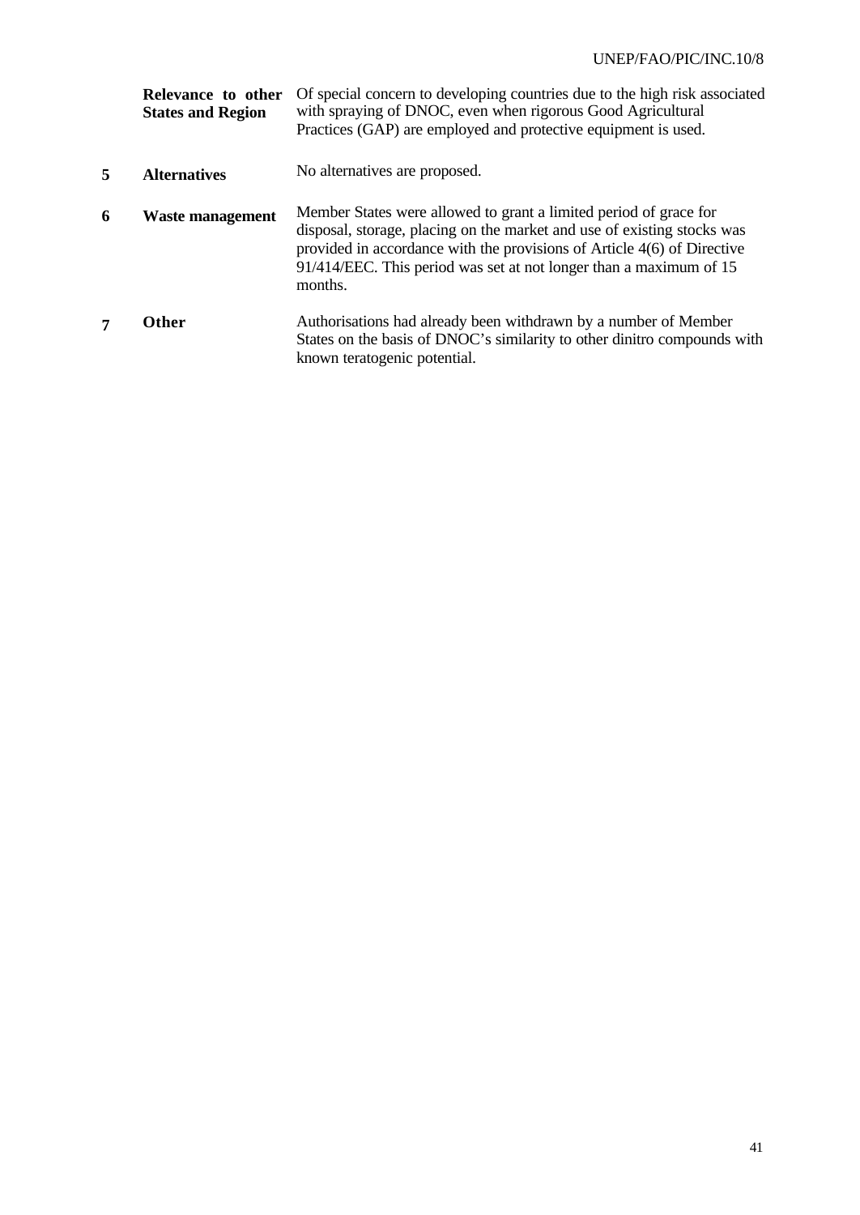| | | |
|---|---|---|
| | **Relevance to other States and Region** | Of special concern to developing countries due to the high risk associated with spraying of DNOC, even when rigorous Good Agricultural Practices (GAP) are employed and protective equipment is used. |
| **5** | **Alternatives** | No alternatives are proposed. |
| **6** | **Waste management** | Member States were allowed to grant a limited period of grace for disposal, storage, placing on the market and use of existing stocks was provided in accordance with the provisions of Article 4(6) of Directive 91/414/EEC. This period was set at not longer than a maximum of 15 months. |
| **7** | **Other** | Authorisations had already been withdrawn by a number of Member States on the basis of DNOC's similarity to other dinitro compounds with known teratogenic potential. |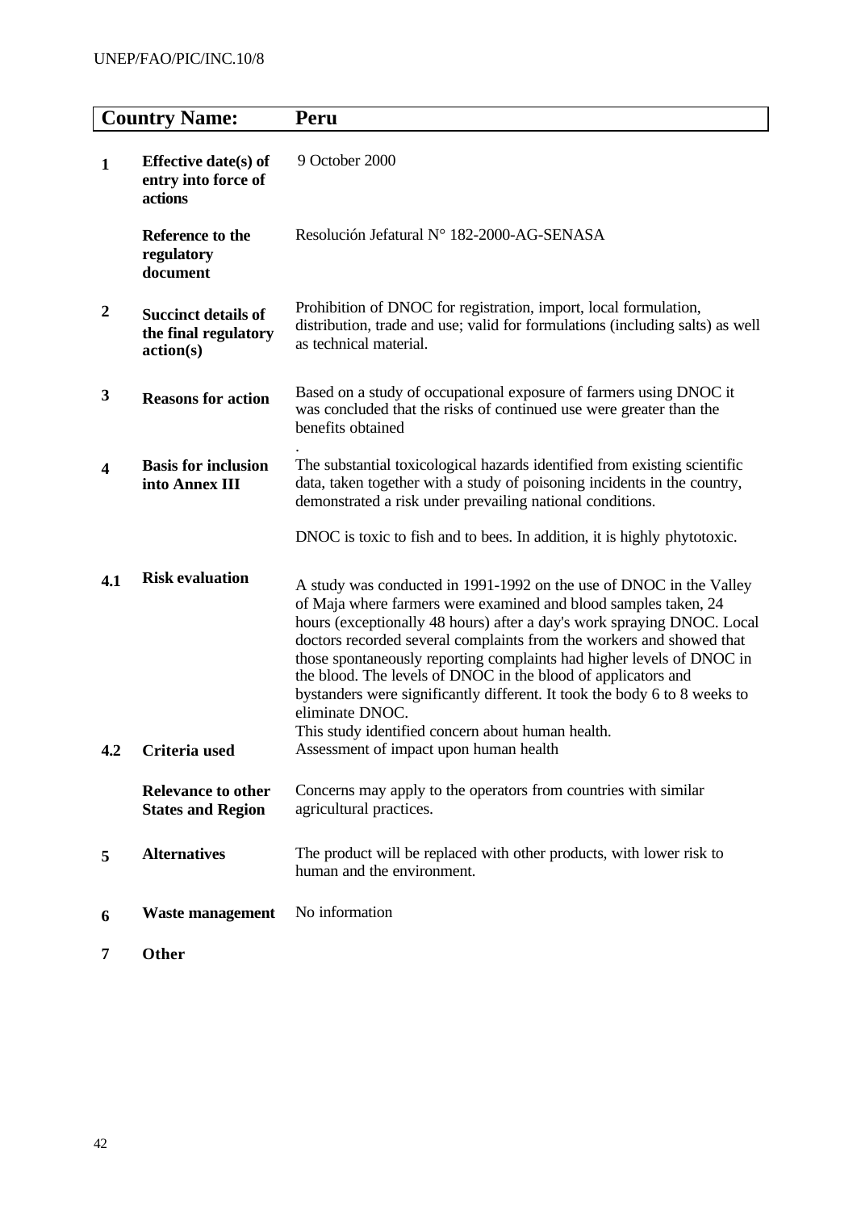| **Country Name:** | | **Peru** |
|---|---|---|
| **1** | **Effective date(s) of entry into force of actions** | 9 October 2000 |
| | **Reference to the regulatory document** | Resolución Jefatural N° 182-2000-AG-SENASA |
| **2** | **Succinct details of the final regulatory action(s)** | Prohibition of DNOC for registration, import, local formulation, distribution, trade and use; valid for formulations (including salts) as well as technical material. |
| **3** | **Reasons for action** | Based on a study of occupational exposure of farmers using DNOC it was concluded that the risks of continued use were greater than the benefits obtained<br>. |
| **4** | **Basis for inclusion into Annex III** | The substantial toxicological hazards identified from existing scientific data, taken together with a study of poisoning incidents in the country, demonstrated a risk under prevailing national conditions.<br><br>DNOC is toxic to fish and to bees. In addition, it is highly phytotoxic. |
| **4.1** | **Risk evaluation** | A study was conducted in 1991-1992 on the use of DNOC in the Valley of Maja where farmers were examined and blood samples taken, 24 hours (exceptionally 48 hours) after a day's work spraying DNOC. Local doctors recorded several complaints from the workers and showed that those spontaneously reporting complaints had higher levels of DNOC in the blood. The levels of DNOC in the blood of applicators and bystanders were significantly different. It took the body 6 to 8 weeks to eliminate DNOC.<br>This study identified concern about human health. |
| **4.2** | **Criteria used** | Assessment of impact upon human health |
| | **Relevance to other States and Region** | Concerns may apply to the operators from countries with similar agricultural practices. |
| **5** | **Alternatives** | The product will be replaced with other products, with lower risk to human and the environment. |
| **6** | **Waste management** | No information |
| **7** | **Other** | |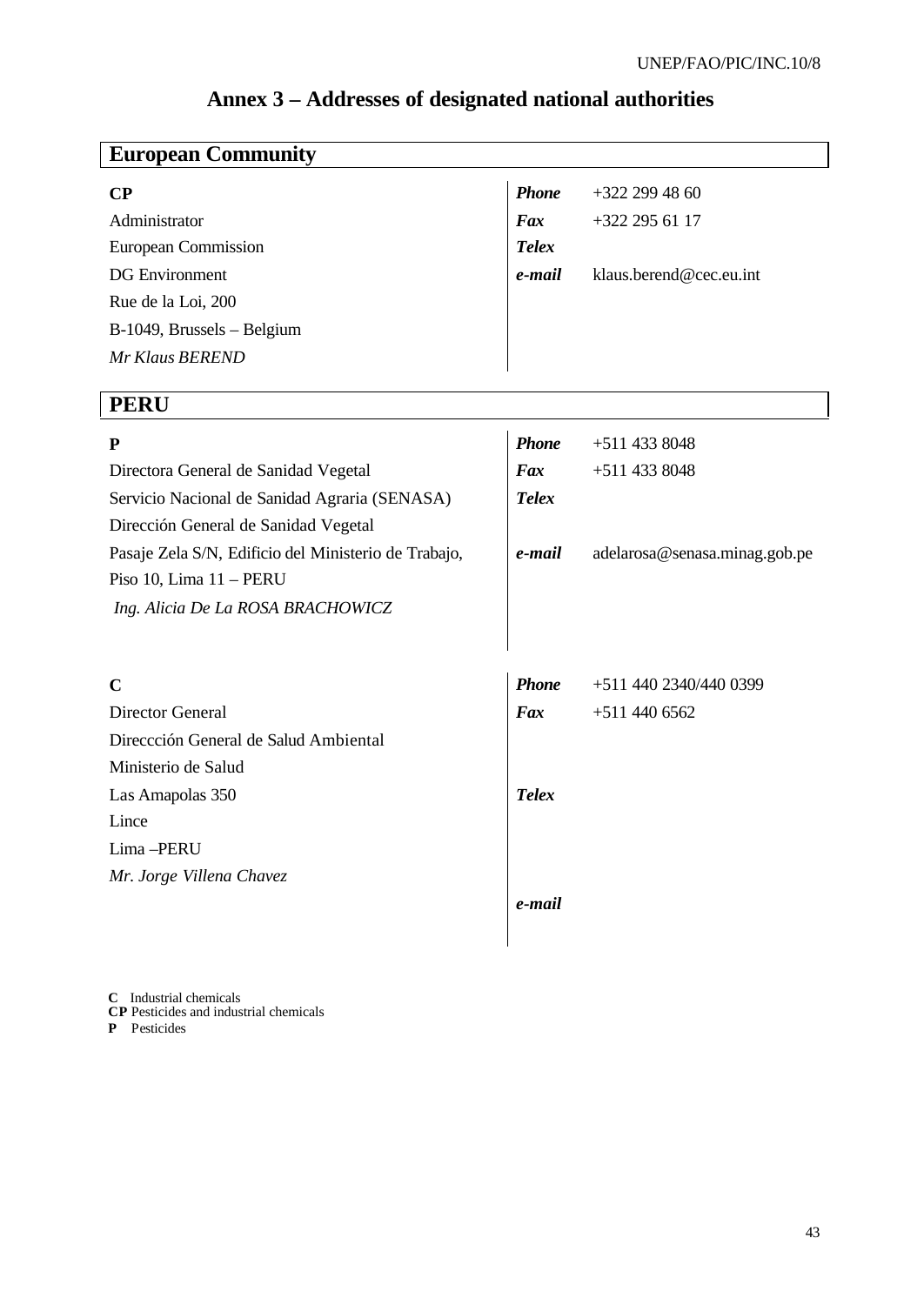# Annex 3 – Addresses of designated national authorities

## European Community

| **CP** | | |
|---|---|---|
| Administrator | ***Phone*** | +322 299 48 60 |
| European Commission | ***Fax*** | +322 295 61 17 |
| DG Environment | ***Telex*** | |
| Rue de la Loi, 200 | ***e-mail*** | klaus.berend@cec.eu.int |
| B-1049, Brussels – Belgium | | |
| *Mr Klaus BEREND* | | |

## PERU

| **P** | | |
|---|---|---|
| Directora General de Sanidad Vegetal | ***Phone*** | +511 433 8048 |
| Servicio Nacional de Sanidad Agraria (SENASA) | ***Fax*** | +511 433 8048 |
| Dirección General de Sanidad Vegetal | ***Telex*** | |
| Pasaje Zela S/N, Edificio del Ministerio de Trabajo, Piso 10, Lima 11 – PERU | ***e-mail*** | adelarosa@senasa.minag.gob.pe |
| *Ing. Alicia De La ROSA BRACHOWICZ* | | |

| **C** | | |
|---|---|---|
| Director General | ***Phone*** | +511 440 2340/440 0399 |
| Direccción General de Salud Ambiental | ***Fax*** | +511 440 6562 |
| Ministerio de Salud | | |
| Las Amapolas 350 | ***Telex*** | |
| Lince | | |
| Lima –PERU | | |
| *Mr. Jorge Villena Chavez* | ***e-mail*** | |

**C** Industrial chemicals
**CP** Pesticides and industrial chemicals
**P** Pesticides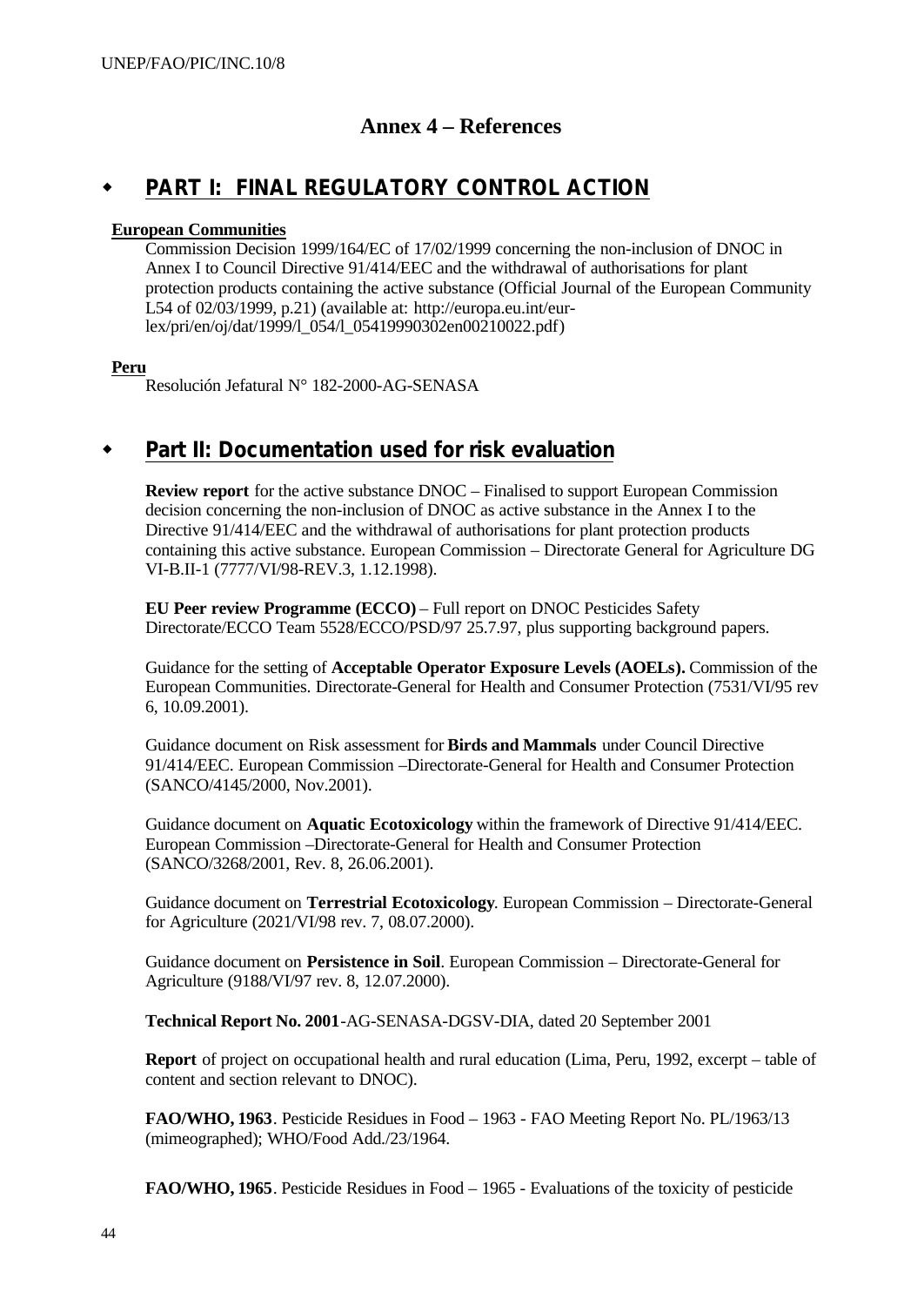# Annex 4 – References

## ◆ PART I: FINAL REGULATORY CONTROL ACTION

**European Communities**

Commission Decision 1999/164/EC of 17/02/1999 concerning the non-inclusion of DNOC in Annex I to Council Directive 91/414/EEC and the withdrawal of authorisations for plant protection products containing the active substance (Official Journal of the European Community L54 of 02/03/1999, p.21) (available at: http://europa.eu.int/eur-lex/pri/en/oj/dat/1999/l_054/l_05419990302en00210022.pdf)

**Peru**

Resolución Jefatural N° 182-2000-AG-SENASA

## ◆ Part II: Documentation used for risk evaluation

**Review report** for the active substance DNOC – Finalised to support European Commission decision concerning the non-inclusion of DNOC as active substance in the Annex I to the Directive 91/414/EEC and the withdrawal of authorisations for plant protection products containing this active substance. European Commission – Directorate General for Agriculture DG VI-B.II-1 (7777/VI/98-REV.3, 1.12.1998).

**EU Peer review Programme (ECCO)** – Full report on DNOC Pesticides Safety Directorate/ECCO Team 5528/ECCO/PSD/97 25.7.97, plus supporting background papers.

Guidance for the setting of **Acceptable Operator Exposure Levels (AOELs).** Commission of the European Communities. Directorate-General for Health and Consumer Protection (7531/VI/95 rev 6, 10.09.2001).

Guidance document on Risk assessment for **Birds and Mammals** under Council Directive 91/414/EEC. European Commission –Directorate-General for Health and Consumer Protection (SANCO/4145/2000, Nov.2001).

Guidance document on **Aquatic Ecotoxicology** within the framework of Directive 91/414/EEC. European Commission –Directorate-General for Health and Consumer Protection (SANCO/3268/2001, Rev. 8, 26.06.2001).

Guidance document on **Terrestrial Ecotoxicology**. European Commission – Directorate-General for Agriculture (2021/VI/98 rev. 7, 08.07.2000).

Guidance document on **Persistence in Soil**. European Commission – Directorate-General for Agriculture (9188/VI/97 rev. 8, 12.07.2000).

**Technical Report No. 2001**-AG-SENASA-DGSV-DIA, dated 20 September 2001

**Report** of project on occupational health and rural education (Lima, Peru, 1992, excerpt – table of content and section relevant to DNOC).

**FAO/WHO, 1963**. Pesticide Residues in Food – 1963 - FAO Meeting Report No. PL/1963/13 (mimeographed); WHO/Food Add./23/1964.

**FAO/WHO, 1965**. Pesticide Residues in Food – 1965 - Evaluations of the toxicity of pesticide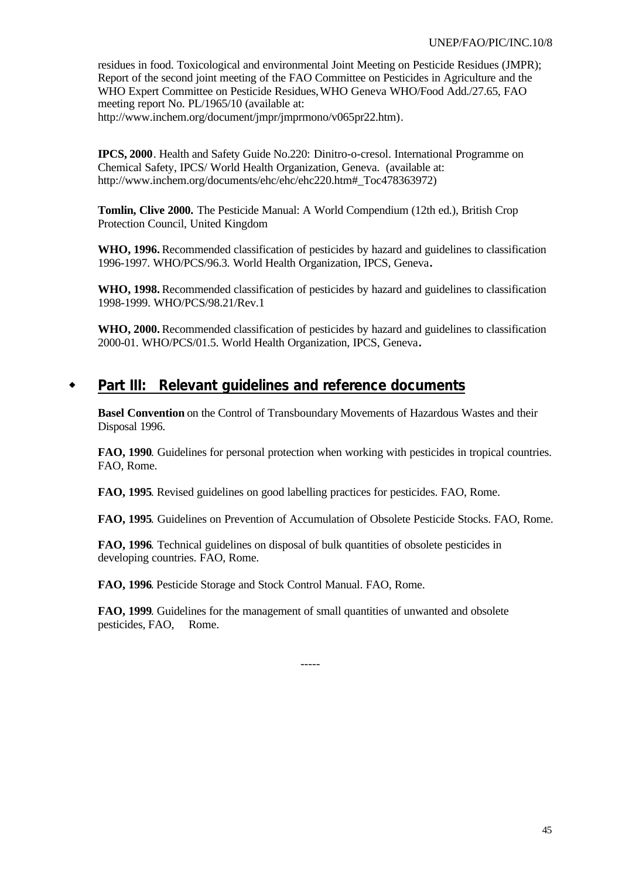residues in food. Toxicological and environmental Joint Meeting on Pesticide Residues (JMPR); Report of the second joint meeting of the FAO Committee on Pesticides in Agriculture and the WHO Expert Committee on Pesticide Residues, WHO Geneva WHO/Food Add./27.65, FAO meeting report No. PL/1965/10 (available at: http://www.inchem.org/document/jmpr/jmprmono/v065pr22.htm).

**IPCS, 2000**. Health and Safety Guide No.220: Dinitro-o-cresol. International Programme on Chemical Safety, IPCS/ World Health Organization, Geneva. (available at: http://www.inchem.org/documents/ehc/ehc/ehc220.htm#_Toc478363972)

**Tomlin, Clive 2000.** The Pesticide Manual: A World Compendium (12th ed.), British Crop Protection Council, United Kingdom

**WHO, 1996.** Recommended classification of pesticides by hazard and guidelines to classification 1996-1997. WHO/PCS/96.3. World Health Organization, IPCS, Geneva.

**WHO, 1998.** Recommended classification of pesticides by hazard and guidelines to classification 1998-1999. WHO/PCS/98.21/Rev.1

**WHO, 2000.** Recommended classification of pesticides by hazard and guidelines to classification 2000-01. WHO/PCS/01.5. World Health Organization, IPCS, Geneva.

## Part III: Relevant guidelines and reference documents

**Basel Convention** on the Control of Transboundary Movements of Hazardous Wastes and their Disposal 1996.

**FAO, 1990**. Guidelines for personal protection when working with pesticides in tropical countries. FAO, Rome.

**FAO, 1995**. Revised guidelines on good labelling practices for pesticides. FAO, Rome.

**FAO, 1995**. Guidelines on Prevention of Accumulation of Obsolete Pesticide Stocks. FAO, Rome.

**FAO, 1996**. Technical guidelines on disposal of bulk quantities of obsolete pesticides in developing countries. FAO, Rome.

**FAO, 1996**. Pesticide Storage and Stock Control Manual. FAO, Rome.

**FAO, 1999**. Guidelines for the management of small quantities of unwanted and obsolete pesticides, FAO, Rome.

-----